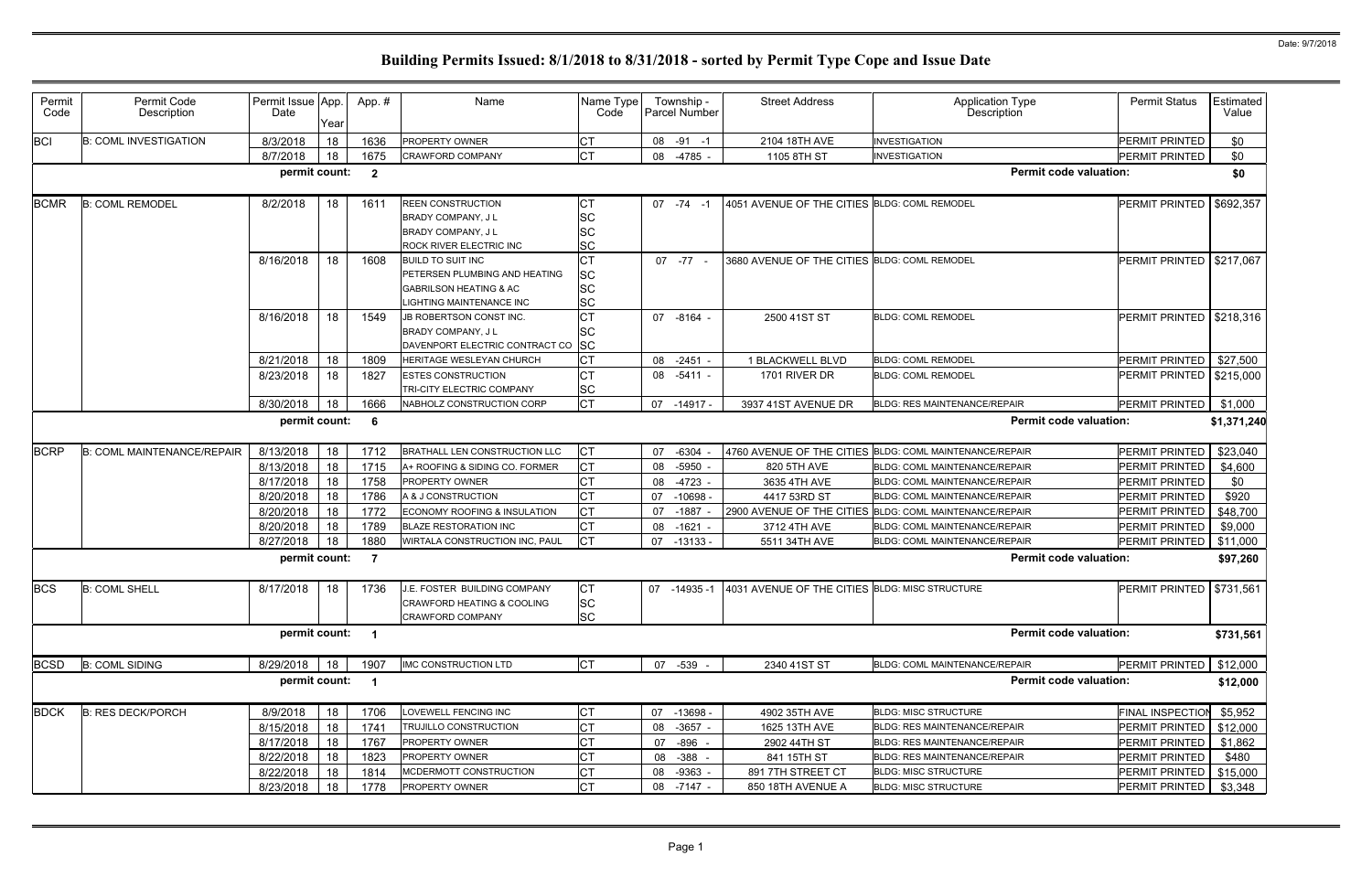Date: 9/7/2018

# Building Permits Issued: 8/1/2018 to 8/31/2018 - sorted by Permit Type Cope and Issue Date

| Permit Code | Permit Code Description | Permit Issue Date | App. Year | App. # | Name | Name Type Code | Township - Parcel Number | Street Address | Application Type Description | Permit Status | Estimated Value |
|---|---|---|---|---|---|---|---|---|---|---|---|
| BCI | B: COML INVESTIGATION | 8/3/2018 | 18 | 1636 | PROPERTY OWNER | CT | 08 -91 -1 | 2104 18TH AVE | INVESTIGATION | PERMIT PRINTED | $0 |
| | | 8/7/2018 | 18 | 1675 | CRAWFORD COMPANY | CT | 08 -4785 - | 1105 8TH ST | INVESTIGATION | PERMIT PRINTED | $0 |
| | | permit count: | | 2 | | | | | Permit code valuation: | | $0 |
| BCMR | B: COML REMODEL | 8/2/2018 | 18 | 1611 | REEN CONSTRUCTION | CT | 07 -74 -1 | 4051 AVENUE OF THE CITIES | BLDG: COML REMODEL | PERMIT PRINTED | $692,357 |
| | | | | | BRADY COMPANY, J L | SC | | | | | |
| | | | | | BRADY COMPANY, J L | SC | | | | | |
| | | | | | ROCK RIVER ELECTRIC INC | SC | | | | | |
| | | 8/16/2018 | 18 | 1608 | BUILD TO SUIT INC | CT | 07 -77 - | 3680 AVENUE OF THE CITIES | BLDG: COML REMODEL | PERMIT PRINTED | $217,067 |
| | | | | | PETERSEN PLUMBING AND HEATING | SC | | | | | |
| | | | | | GABRILSON HEATING & AC | SC | | | | | |
| | | | | | LIGHTING MAINTENANCE INC | SC | | | | | |
| | | 8/16/2018 | 18 | 1549 | JB ROBERTSON CONST INC. | CT | 07 -8164 - | 2500 41ST ST | BLDG: COML REMODEL | PERMIT PRINTED | $218,316 |
| | | | | | BRADY COMPANY, J L | SC | | | | | |
| | | | | | DAVENPORT ELECTRIC CONTRACT CO | SC | | | | | |
| | | 8/21/2018 | 18 | 1809 | HERITAGE WESLEYAN CHURCH | CT | 08 -2451 - | 1 BLACKWELL BLVD | BLDG: COML REMODEL | PERMIT PRINTED | $27,500 |
| | | 8/23/2018 | 18 | 1827 | ESTES CONSTRUCTION | CT | 08 -5411 - | 1701 RIVER DR | BLDG: COML REMODEL | PERMIT PRINTED | $215,000 |
| | | | | | TRI-CITY ELECTRIC COMPANY | SC | | | | | |
| | | 8/30/2018 | 18 | 1666 | NABHOLZ CONSTRUCTION CORP | CT | 07 -14917 - | 3937 41ST AVENUE DR | BLDG: RES MAINTENANCE/REPAIR | PERMIT PRINTED | $1,000 |
| | | permit count: | | 6 | | | | | Permit code valuation: | | $1,371,240 |
| BCRP | B: COML MAINTENANCE/REPAIR | 8/13/2018 | 18 | 1712 | BRATHALL LEN CONSTRUCTION LLC | CT | 07 -6304 - | 4760 AVENUE OF THE CITIES | BLDG: COML MAINTENANCE/REPAIR | PERMIT PRINTED | $23,040 |
| | | 8/13/2018 | 18 | 1715 | A+ ROOFING & SIDING CO. FORMER | CT | 08 -5950 - | 820 5TH AVE | BLDG: COML MAINTENANCE/REPAIR | PERMIT PRINTED | $4,600 |
| | | 8/17/2018 | 18 | 1758 | PROPERTY OWNER | CT | 08 -4723 - | 3635 4TH AVE | BLDG: COML MAINTENANCE/REPAIR | PERMIT PRINTED | $0 |
| | | 8/20/2018 | 18 | 1786 | A & J CONSTRUCTION | CT | 07 -10698 - | 4417 53RD ST | BLDG: COML MAINTENANCE/REPAIR | PERMIT PRINTED | $920 |
| | | 8/20/2018 | 18 | 1772 | ECONOMY ROOFING & INSULATION | CT | 07 -1887 - | 2900 AVENUE OF THE CITIES | BLDG: COML MAINTENANCE/REPAIR | PERMIT PRINTED | $48,700 |
| | | 8/20/2018 | 18 | 1789 | BLAZE RESTORATION INC | CT | 08 -1621 - | 3712 4TH AVE | BLDG: COML MAINTENANCE/REPAIR | PERMIT PRINTED | $9,000 |
| | | 8/27/2018 | 18 | 1880 | WIRTALA CONSTRUCTION INC, PAUL | CT | 07 -13133 - | 5511 34TH AVE | BLDG: COML MAINTENANCE/REPAIR | PERMIT PRINTED | $11,000 |
| | | permit count: | | 7 | | | | | Permit code valuation: | | $97,260 |
| BCS | B: COML SHELL | 8/17/2018 | 18 | 1736 | J.E. FOSTER BUILDING COMPANY | CT | 07 -14935 -1 | 4031 AVENUE OF THE CITIES | BLDG: MISC STRUCTURE | PERMIT PRINTED | $731,561 |
| | | | | | CRAWFORD HEATING & COOLING | SC | | | | | |
| | | | | | CRAWFORD COMPANY | SC | | | | | |
| | | permit count: | | 1 | | | | | Permit code valuation: | | $731,561 |
| BCSD | B: COML SIDING | 8/29/2018 | 18 | 1907 | IMC CONSTRUCTION LTD | CT | 07 -539 - | 2340 41ST ST | BLDG: COML MAINTENANCE/REPAIR | PERMIT PRINTED | $12,000 |
| | | permit count: | | 1 | | | | | Permit code valuation: | | $12,000 |
| BDCK | B: RES DECK/PORCH | 8/9/2018 | 18 | 1706 | LOVEWELL FENCING INC | CT | 07 -13698 - | 4902 35TH AVE | BLDG: MISC STRUCTURE | FINAL INSPECTION | $5,952 |
| | | 8/15/2018 | 18 | 1741 | TRUJILLO CONSTRUCTION | CT | 08 -3657 - | 1625 13TH AVE | BLDG: RES MAINTENANCE/REPAIR | PERMIT PRINTED | $12,000 |
| | | 8/17/2018 | 18 | 1767 | PROPERTY OWNER | CT | 07 -896 - | 2902 44TH ST | BLDG: RES MAINTENANCE/REPAIR | PERMIT PRINTED | $1,862 |
| | | 8/22/2018 | 18 | 1823 | PROPERTY OWNER | CT | 08 -388 - | 841 15TH ST | BLDG: RES MAINTENANCE/REPAIR | PERMIT PRINTED | $480 |
| | | 8/22/2018 | 18 | 1814 | MCDERMOTT CONSTRUCTION | CT | 08 -9363 - | 891 7TH STREET CT | BLDG: MISC STRUCTURE | PERMIT PRINTED | $15,000 |
| | | 8/23/2018 | 18 | 1778 | PROPERTY OWNER | CT | 08 -7147 - | 850 18TH AVENUE A | BLDG: MISC STRUCTURE | PERMIT PRINTED | $3,348 |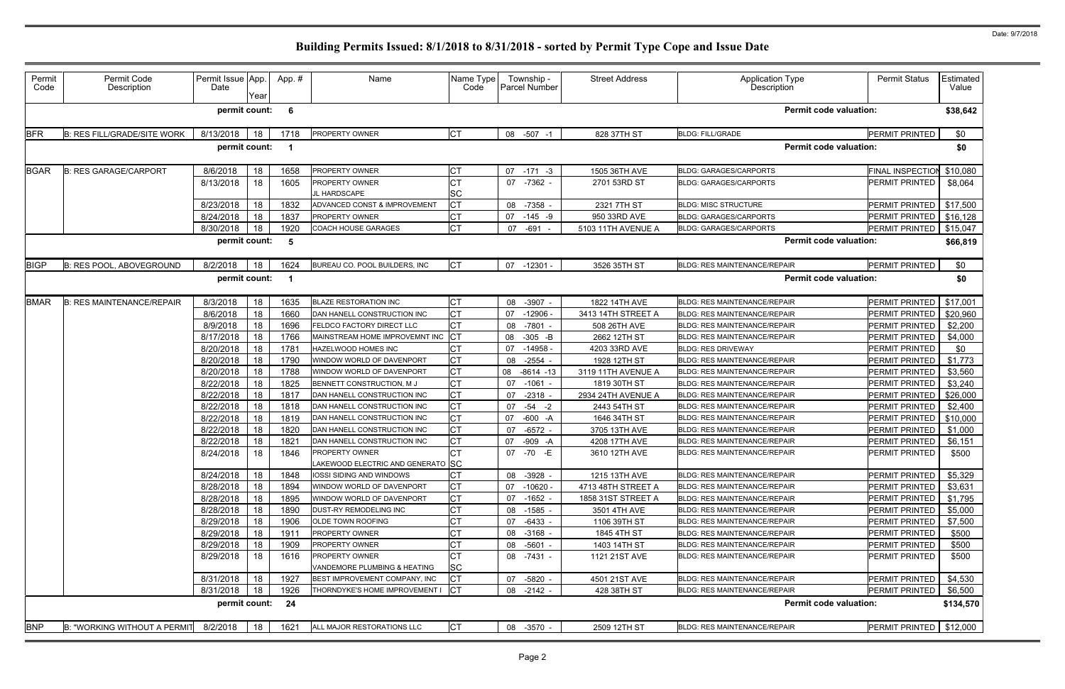# Building Permits Issued: 8/1/2018 to 8/31/2018 - sorted by Permit Type Cope and Issue Date

| Permit Code | Permit Code Description | Permit Issue Date | App. Year | App. # | Name | Name Type Code | Township - Parcel Number | Street Address | Application Type Description | Permit Status | Estimated Value |
|---|---|---|---|---|---|---|---|---|---|---|---|
| | | permit count: | | 6 | | | | | Permit code valuation: | | $38,642 |
| BFR | B: RES FILL/GRADE/SITE WORK | 8/13/2018 | 18 | 1718 | PROPERTY OWNER | CT | 08 -507 -1 | 828 37TH ST | BLDG: FILL/GRADE | PERMIT PRINTED | $0 |
| | | permit count: | | 1 | | | | | Permit code valuation: | | $0 |
| BGAR | B: RES GARAGE/CARPORT | 8/6/2018 | 18 | 1658 | PROPERTY OWNER | CT | 07 -171 -3 | 1505 36TH AVE | BLDG: GARAGES/CARPORTS | FINAL INSPECTION | $10,080 |
| | | 8/13/2018 | 18 | 1605 | PROPERTY OWNER<br>JL HARDSCAPE | CT<br>SC | 07 -7362 - | 2701 53RD ST | BLDG: GARAGES/CARPORTS | PERMIT PRINTED | $8,064 |
| | | 8/23/2018 | 18 | 1832 | ADVANCED CONST & IMPROVEMENT | CT | 08 -7358 - | 2321 7TH ST | BLDG: MISC STRUCTURE | PERMIT PRINTED | $17,500 |
| | | 8/24/2018 | 18 | 1837 | PROPERTY OWNER | CT | 07 -145 -9 | 950 33RD AVE | BLDG: GARAGES/CARPORTS | PERMIT PRINTED | $16,128 |
| | | 8/30/2018 | 18 | 1920 | COACH HOUSE GARAGES | CT | 07 -691 - | 5103 11TH AVENUE A | BLDG: GARAGES/CARPORTS | PERMIT PRINTED | $15,047 |
| | | permit count: | | 5 | | | | | Permit code valuation: | | $66,819 |
| BIGP | B: RES POOL, ABOVEGROUND | 8/2/2018 | 18 | 1624 | BUREAU CO. POOL BUILDERS, INC | CT | 07 -12301 - | 3526 35TH ST | BLDG: RES MAINTENANCE/REPAIR | PERMIT PRINTED | $0 |
| | | permit count: | | 1 | | | | | Permit code valuation: | | $0 |
| BMAR | B: RES MAINTENANCE/REPAIR | 8/3/2018 | 18 | 1635 | BLAZE RESTORATION INC | CT | 08 -3907 - | 1822 14TH AVE | BLDG: RES MAINTENANCE/REPAIR | PERMIT PRINTED | $17,001 |
| | | 8/6/2018 | 18 | 1660 | DAN HANELL CONSTRUCTION INC | CT | 07 -12906 - | 3413 14TH STREET A | BLDG: RES MAINTENANCE/REPAIR | PERMIT PRINTED | $20,960 |
| | | 8/9/2018 | 18 | 1696 | FELDCO FACTORY DIRECT LLC | CT | 08 -7801 - | 508 26TH AVE | BLDG: RES MAINTENANCE/REPAIR | PERMIT PRINTED | $2,200 |
| | | 8/17/2018 | 18 | 1766 | MAINSTREAM HOME IMPROVEMNT INC | CT | 08 -305 -B | 2662 12TH ST | BLDG: RES MAINTENANCE/REPAIR | PERMIT PRINTED | $4,000 |
| | | 8/20/2018 | 18 | 1781 | HAZELWOOD HOMES INC | CT | 07 -14958 - | 4203 33RD AVE | BLDG: RES DRIVEWAY | PERMIT PRINTED | $0 |
| | | 8/20/2018 | 18 | 1790 | WINDOW WORLD OF DAVENPORT | CT | 08 -2554 - | 1928 12TH ST | BLDG: RES MAINTENANCE/REPAIR | PERMIT PRINTED | $1,773 |
| | | 8/20/2018 | 18 | 1788 | WINDOW WORLD OF DAVENPORT | CT | 08 -8614 -13 | 3119 11TH AVENUE A | BLDG: RES MAINTENANCE/REPAIR | PERMIT PRINTED | $3,560 |
| | | 8/22/2018 | 18 | 1825 | BENNETT CONSTRUCTION, M J | CT | 07 -1061 - | 1819 30TH ST | BLDG: RES MAINTENANCE/REPAIR | PERMIT PRINTED | $3,240 |
| | | 8/22/2018 | 18 | 1817 | DAN HANELL CONSTRUCTION INC | CT | 07 -2318 - | 2934 24TH AVENUE A | BLDG: RES MAINTENANCE/REPAIR | PERMIT PRINTED | $26,000 |
| | | 8/22/2018 | 18 | 1818 | DAN HANELL CONSTRUCTION INC | CT | 07 -54 -2 | 2443 54TH ST | BLDG: RES MAINTENANCE/REPAIR | PERMIT PRINTED | $2,400 |
| | | 8/22/2018 | 18 | 1819 | DAN HANELL CONSTRUCTION INC | CT | 07 -600 -A | 1646 34TH ST | BLDG: RES MAINTENANCE/REPAIR | PERMIT PRINTED | $10,000 |
| | | 8/22/2018 | 18 | 1820 | DAN HANELL CONSTRUCTION INC | CT | 07 -6572 - | 3705 13TH AVE | BLDG: RES MAINTENANCE/REPAIR | PERMIT PRINTED | $1,000 |
| | | 8/22/2018 | 18 | 1821 | DAN HANELL CONSTRUCTION INC | CT | 07 -909 -A | 4208 17TH AVE | BLDG: RES MAINTENANCE/REPAIR | PERMIT PRINTED | $6,151 |
| | | 8/24/2018 | 18 | 1846 | PROPERTY OWNER<br>LAKEWOOD ELECTRIC AND GENERATO | CT<br>SC | 07 -70 -E | 3610 12TH AVE | BLDG: RES MAINTENANCE/REPAIR | PERMIT PRINTED | $500 |
| | | 8/24/2018 | 18 | 1848 | IOSSI SIDING AND WINDOWS | CT | 08 -3928 - | 1215 13TH AVE | BLDG: RES MAINTENANCE/REPAIR | PERMIT PRINTED | $5,329 |
| | | 8/28/2018 | 18 | 1894 | WINDOW WORLD OF DAVENPORT | CT | 07 -10620 - | 4713 48TH STREET A | BLDG: RES MAINTENANCE/REPAIR | PERMIT PRINTED | $3,631 |
| | | 8/28/2018 | 18 | 1895 | WINDOW WORLD OF DAVENPORT | CT | 07 -1652 - | 1858 31ST STREET A | BLDG: RES MAINTENANCE/REPAIR | PERMIT PRINTED | $1,795 |
| | | 8/28/2018 | 18 | 1890 | DUST-RY REMODELING INC | CT | 08 -1585 - | 3501 4TH AVE | BLDG: RES MAINTENANCE/REPAIR | PERMIT PRINTED | $5,000 |
| | | 8/29/2018 | 18 | 1906 | OLDE TOWN ROOFING | CT | 07 -6433 - | 1106 39TH ST | BLDG: RES MAINTENANCE/REPAIR | PERMIT PRINTED | $7,500 |
| | | 8/29/2018 | 18 | 1911 | PROPERTY OWNER | CT | 08 -3168 - | 1845 4TH ST | BLDG: RES MAINTENANCE/REPAIR | PERMIT PRINTED | $500 |
| | | 8/29/2018 | 18 | 1909 | PROPERTY OWNER | CT | 08 -5601 - | 1403 14TH ST | BLDG: RES MAINTENANCE/REPAIR | PERMIT PRINTED | $500 |
| | | 8/29/2018 | 18 | 1616 | PROPERTY OWNER<br>VANDEMORE PLUMBING & HEATING | CT<br>SC | 08 -7431 - | 1121 21ST AVE | BLDG: RES MAINTENANCE/REPAIR | PERMIT PRINTED | $500 |
| | | 8/31/2018 | 18 | 1927 | BEST IMPROVEMENT COMPANY, INC | CT | 07 -5820 - | 4501 21ST AVE | BLDG: RES MAINTENANCE/REPAIR | PERMIT PRINTED | $4,530 |
| | | 8/31/2018 | 18 | 1926 | THORNDYKE'S HOME IMPROVEMENT I | CT | 08 -2142 - | 428 38TH ST | BLDG: RES MAINTENANCE/REPAIR | PERMIT PRINTED | $6,500 |
| | | permit count: | | 24 | | | | | Permit code valuation: | | $134,570 |
| BNP | B: "WORKING WITHOUT A PERMIT | 8/2/2018 | 18 | 1621 | ALL MAJOR RESTORATIONS LLC | CT | 08 -3570 - | 2509 12TH ST | BLDG: RES MAINTENANCE/REPAIR | PERMIT PRINTED | $12,000 |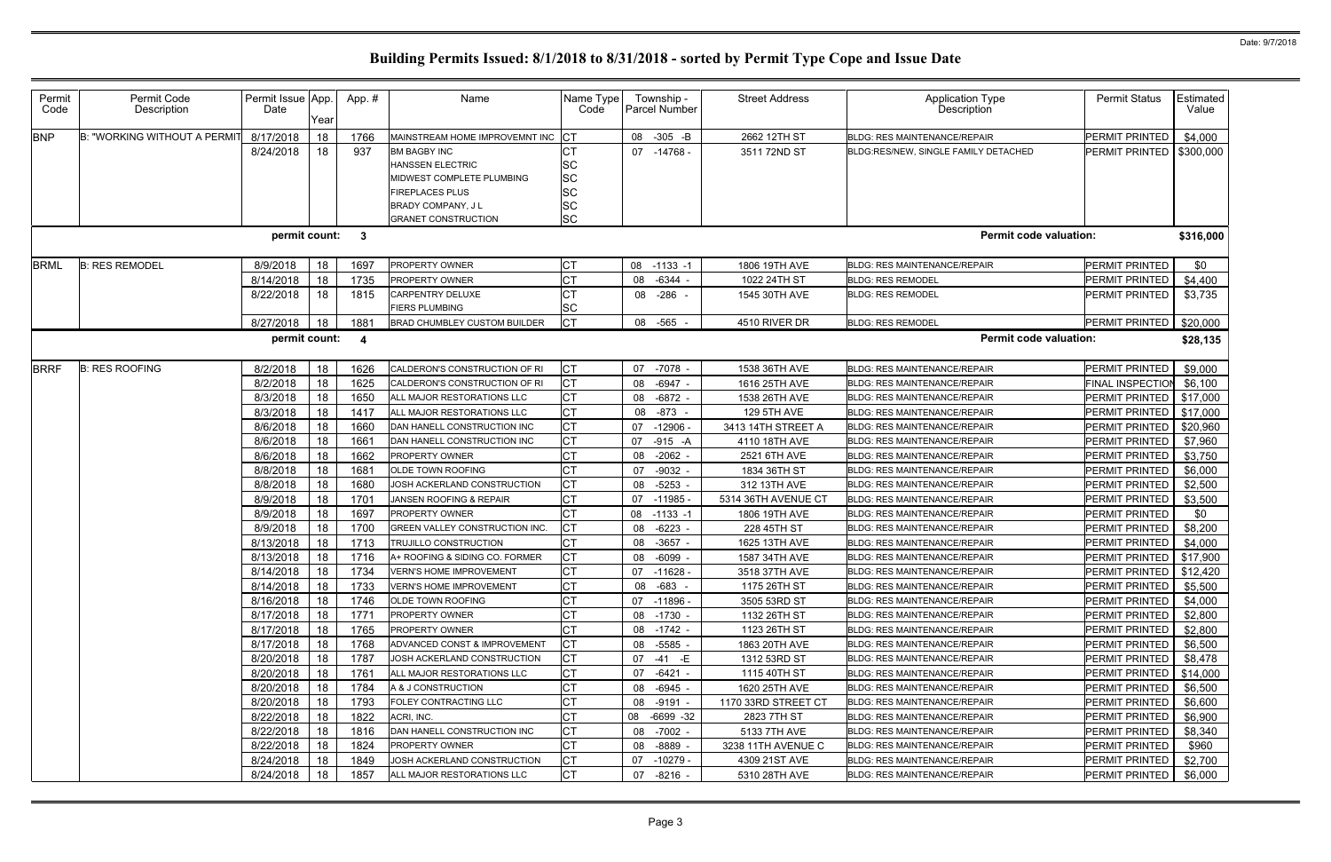# Building Permits Issued: 8/1/2018 to 8/31/2018 - sorted by Permit Type Cope and Issue Date

Date: 9/7/2018

| Permit Code | Permit Code Description | Permit Issue Date | App. Year | Appl. # | Name | Name Type Code | Township - Parcel Number | Street Address | Application Type Description | Permit Status | Estimated Value |
|---|---|---|---|---|---|---|---|---|---|---|---|
| BNP | B: "WORKING WITHOUT A PERMIT | 8/17/2018 | 18 | 1766 | MAINSTREAM HOME IMPROVEMNT INC | CT | 08 -305 -B | 2662 12TH ST | BLDG: RES MAINTENANCE/REPAIR | PERMIT PRINTED | $4,000 |
| | | 8/24/2018 | 18 | 937 | BM BAGBY INC | CT | 07 -14768 - | 3511 72ND ST | BLDG:RES/NEW, SINGLE FAMILY DETACHED | PERMIT PRINTED | $300,000 |
| | | | | | HANSSEN ELECTRIC | SC | | | | | |
| | | | | | MIDWEST COMPLETE PLUMBING | SC | | | | | |
| | | | | | FIREPLACES PLUS | SC | | | | | |
| | | | | | BRADY COMPANY, J L | SC | | | | | |
| | | | | | GRANET CONSTRUCTION | SC | | | | | |
| | | permit count: | | 3 | | | | | Permit code valuation: | | $316,000 |
| BRML | B: RES REMODEL | 8/9/2018 | 18 | 1697 | PROPERTY OWNER | CT | 08 -1133 -1 | 1806 19TH AVE | BLDG: RES MAINTENANCE/REPAIR | PERMIT PRINTED | $0 |
| | | 8/14/2018 | 18 | 1735 | PROPERTY OWNER | CT | 08 -6344 - | 1022 24TH ST | BLDG: RES REMODEL | PERMIT PRINTED | $4,400 |
| | | 8/22/2018 | 18 | 1815 | CARPENTRY DELUXE | CT | 08 -286 - | 1545 30TH AVE | BLDG: RES REMODEL | PERMIT PRINTED | $3,735 |
| | | | | | FIERS PLUMBING | SC | | | | | |
| | | 8/27/2018 | 18 | 1881 | BRAD CHUMBLEY CUSTOM BUILDER | CT | 08 -565 - | 4510 RIVER DR | BLDG: RES REMODEL | PERMIT PRINTED | $20,000 |
| | | permit count: | | 4 | | | | | Permit code valuation: | | $28,135 |
| BRRF | B: RES ROOFING | 8/2/2018 | 18 | 1626 | CALDERON'S CONSTRUCTION OF RI | CT | 07 -7078 - | 1538 36TH AVE | BLDG: RES MAINTENANCE/REPAIR | PERMIT PRINTED | $9,000 |
| | | 8/2/2018 | 18 | 1625 | CALDERON'S CONSTRUCTION OF RI | CT | 08 -6947 - | 1616 25TH AVE | BLDG: RES MAINTENANCE/REPAIR | FINAL INSPECTION | $6,100 |
| | | 8/3/2018 | 18 | 1650 | ALL MAJOR RESTORATIONS LLC | CT | 08 -6872 - | 1538 26TH AVE | BLDG: RES MAINTENANCE/REPAIR | PERMIT PRINTED | $17,000 |
| | | 8/3/2018 | 18 | 1417 | ALL MAJOR RESTORATIONS LLC | CT | 08 -873 - | 129 5TH AVE | BLDG: RES MAINTENANCE/REPAIR | PERMIT PRINTED | $17,000 |
| | | 8/6/2018 | 18 | 1660 | DAN HANELL CONSTRUCTION INC | CT | 07 -12906 - | 3413 14TH STREET A | BLDG: RES MAINTENANCE/REPAIR | PERMIT PRINTED | $20,960 |
| | | 8/6/2018 | 18 | 1661 | DAN HANELL CONSTRUCTION INC | CT | 07 -915 -A | 4110 18TH AVE | BLDG: RES MAINTENANCE/REPAIR | PERMIT PRINTED | $7,960 |
| | | 8/6/2018 | 18 | 1662 | PROPERTY OWNER | CT | 08 -2062 - | 2521 6TH AVE | BLDG: RES MAINTENANCE/REPAIR | PERMIT PRINTED | $3,750 |
| | | 8/8/2018 | 18 | 1681 | OLDE TOWN ROOFING | CT | 07 -9032 - | 1834 36TH ST | BLDG: RES MAINTENANCE/REPAIR | PERMIT PRINTED | $6,000 |
| | | 8/8/2018 | 18 | 1680 | JOSH ACKERLAND CONSTRUCTION | CT | 08 -5253 - | 312 13TH AVE | BLDG: RES MAINTENANCE/REPAIR | PERMIT PRINTED | $2,500 |
| | | 8/9/2018 | 18 | 1701 | JANSEN ROOFING & REPAIR | CT | 07 -11985 - | 5314 36TH AVENUE CT | BLDG: RES MAINTENANCE/REPAIR | PERMIT PRINTED | $3,500 |
| | | 8/9/2018 | 18 | 1697 | PROPERTY OWNER | CT | 08 -1133 -1 | 1806 19TH AVE | BLDG: RES MAINTENANCE/REPAIR | PERMIT PRINTED | $0 |
| | | 8/9/2018 | 18 | 1700 | GREEN VALLEY CONSTRUCTION INC. | CT | 08 -6223 - | 228 45TH ST | BLDG: RES MAINTENANCE/REPAIR | PERMIT PRINTED | $8,200 |
| | | 8/13/2018 | 18 | 1713 | TRUJILLO CONSTRUCTION | CT | 08 -3657 - | 1625 13TH AVE | BLDG: RES MAINTENANCE/REPAIR | PERMIT PRINTED | $4,000 |
| | | 8/13/2018 | 18 | 1716 | A+ ROOFING & SIDING CO. FORMER | CT | 08 -6099 - | 1587 34TH AVE | BLDG: RES MAINTENANCE/REPAIR | PERMIT PRINTED | $17,900 |
| | | 8/14/2018 | 18 | 1734 | VERN'S HOME IMPROVEMENT | CT | 07 -11628 - | 3518 37TH AVE | BLDG: RES MAINTENANCE/REPAIR | PERMIT PRINTED | $12,420 |
| | | 8/14/2018 | 18 | 1733 | VERN'S HOME IMPROVEMENT | CT | 08 -683 - | 1175 26TH ST | BLDG: RES MAINTENANCE/REPAIR | PERMIT PRINTED | $5,500 |
| | | 8/16/2018 | 18 | 1746 | OLDE TOWN ROOFING | CT | 07 -11896 - | 3505 53RD ST | BLDG: RES MAINTENANCE/REPAIR | PERMIT PRINTED | $4,000 |
| | | 8/17/2018 | 18 | 1771 | PROPERTY OWNER | CT | 08 -1730 - | 1132 26TH ST | BLDG: RES MAINTENANCE/REPAIR | PERMIT PRINTED | $2,800 |
| | | 8/17/2018 | 18 | 1765 | PROPERTY OWNER | CT | 08 -1742 - | 1123 26TH ST | BLDG: RES MAINTENANCE/REPAIR | PERMIT PRINTED | $2,800 |
| | | 8/17/2018 | 18 | 1768 | ADVANCED CONST & IMPROVEMENT | CT | 08 -5585 - | 1863 20TH AVE | BLDG: RES MAINTENANCE/REPAIR | PERMIT PRINTED | $6,500 |
| | | 8/20/2018 | 18 | 1787 | JOSH ACKERLAND CONSTRUCTION | CT | 07 -41 -E | 1312 53RD ST | BLDG: RES MAINTENANCE/REPAIR | PERMIT PRINTED | $8,478 |
| | | 8/20/2018 | 18 | 1761 | ALL MAJOR RESTORATIONS LLC | CT | 07 -6421 - | 1115 40TH ST | BLDG: RES MAINTENANCE/REPAIR | PERMIT PRINTED | $14,000 |
| | | 8/20/2018 | 18 | 1784 | A & J CONSTRUCTION | CT | 08 -6945 - | 1620 25TH AVE | BLDG: RES MAINTENANCE/REPAIR | PERMIT PRINTED | $6,500 |
| | | 8/20/2018 | 18 | 1793 | FOLEY CONTRACTING LLC | CT | 08 -9191 - | 1170 33RD STREET CT | BLDG: RES MAINTENANCE/REPAIR | PERMIT PRINTED | $6,600 |
| | | 8/22/2018 | 18 | 1822 | ACRI, INC. | CT | 08 -6699 -32 | 2823 7TH ST | BLDG: RES MAINTENANCE/REPAIR | PERMIT PRINTED | $6,900 |
| | | 8/22/2018 | 18 | 1816 | DAN HANELL CONSTRUCTION INC | CT | 08 -7002 - | 5133 7TH AVE | BLDG: RES MAINTENANCE/REPAIR | PERMIT PRINTED | $8,340 |
| | | 8/22/2018 | 18 | 1824 | PROPERTY OWNER | CT | 08 -8889 - | 3238 11TH AVENUE C | BLDG: RES MAINTENANCE/REPAIR | PERMIT PRINTED | $960 |
| | | 8/24/2018 | 18 | 1849 | JOSH ACKERLAND CONSTRUCTION | CT | 07 -10279 - | 4309 21ST AVE | BLDG: RES MAINTENANCE/REPAIR | PERMIT PRINTED | $2,700 |
| | | 8/24/2018 | 18 | 1857 | ALL MAJOR RESTORATIONS LLC | CT | 07 -8216 - | 5310 28TH AVE | BLDG: RES MAINTENANCE/REPAIR | PERMIT PRINTED | $6,000 |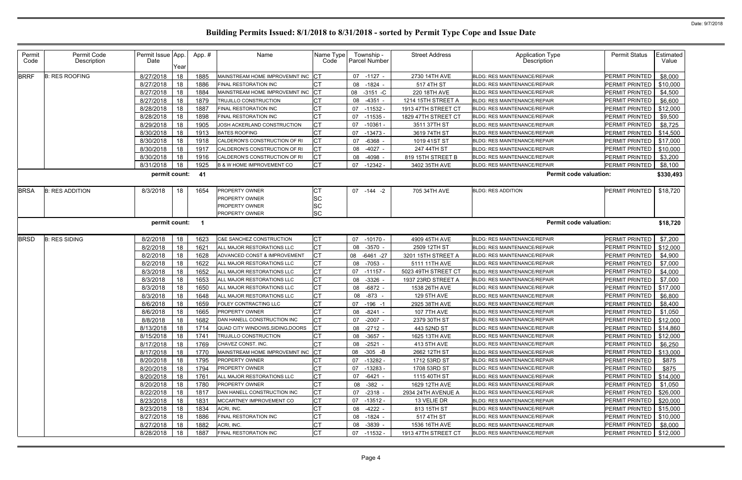# Building Permits Issued: 8/1/2018 to 8/31/2018 - sorted by Permit Type Cope and Issue Date

| Permit Code | Permit Code Description | Permit Issue Date | App. Year | App. # | Name | Name Type Code | Township - Parcel Number | Street Address | Application Type Description | Permit Status | Estimated Value |
|---|---|---|---|---|---|---|---|---|---|---|---|
| BRRF | B: RES ROOFING | 8/27/2018 | 18 | 1885 | MAINSTREAM HOME IMPROVEMNT INC | CT | 07 -1127 - | 2730 14TH AVE | BLDG: RES MAINTENANCE/REPAIR | PERMIT PRINTED | $8,000 |
| | | 8/27/2018 | 18 | 1886 | FINAL RESTORATION INC | CT | 08 -1824 - | 517 4TH ST | BLDG: RES MAINTENANCE/REPAIR | PERMIT PRINTED | $10,000 |
| | | 8/27/2018 | 18 | 1884 | MAINSTREAM HOME IMPROVEMNT INC | CT | 08 -3151 -C | 220 18TH AVE | BLDG: RES MAINTENANCE/REPAIR | PERMIT PRINTED | $4,500 |
| | | 8/27/2018 | 18 | 1879 | TRUJILLO CONSTRUCTION | CT | 08 -4351 - | 1214 15TH STREET A | BLDG: RES MAINTENANCE/REPAIR | PERMIT PRINTED | $6,600 |
| | | 8/28/2018 | 18 | 1887 | FINAL RESTORATION INC | CT | 07 -11532 - | 1913 47TH STREET CT | BLDG: RES MAINTENANCE/REPAIR | PERMIT PRINTED | $12,000 |
| | | 8/28/2018 | 18 | 1898 | FINAL RESTORATION INC | CT | 07 -11535 - | 1829 47TH STREET CT | BLDG: RES MAINTENANCE/REPAIR | PERMIT PRINTED | $9,500 |
| | | 8/29/2018 | 18 | 1905 | JOSH ACKERLAND CONSTRUCTION | CT | 07 -10361 - | 3511 37TH ST | BLDG: RES MAINTENANCE/REPAIR | PERMIT PRINTED | $8,725 |
| | | 8/30/2018 | 18 | 1913 | BATES ROOFING | CT | 07 -13473 - | 3619 74TH ST | BLDG: RES MAINTENANCE/REPAIR | PERMIT PRINTED | $14,500 |
| | | 8/30/2018 | 18 | 1918 | CALDERON'S CONSTRUCTION OF RI | CT | 07 -6368 - | 1019 41ST ST | BLDG: RES MAINTENANCE/REPAIR | PERMIT PRINTED | $17,000 |
| | | 8/30/2018 | 18 | 1917 | CALDERON'S CONSTRUCTION OF RI | CT | 08 -4027 - | 247 44TH ST | BLDG: RES MAINTENANCE/REPAIR | PERMIT PRINTED | $10,000 |
| | | 8/30/2018 | 18 | 1916 | CALDERON'S CONSTRUCTION OF RI | CT | 08 -4098 - | 819 15TH STREET B | BLDG: RES MAINTENANCE/REPAIR | PERMIT PRINTED | $3,200 |
| | | 8/31/2018 | 18 | 1925 | B & W HOME IMPROVEMENT CO | CT | 07 -12342 - | 3402 35TH AVE | BLDG: RES MAINTENANCE/REPAIR | PERMIT PRINTED | $8,100 |
| | | permit count: | | 41 | | | | | Permit code valuation: | | $330,493 |
| BRSA | B: RES ADDITION | 8/3/2018 | 18 | 1654 | PROPERTY OWNER<br>PROPERTY OWNER<br>PROPERTY OWNER<br>PROPERTY OWNER | CT<br>SC<br>SC<br>SC | 07 -144 -2 | 705 34TH AVE | BLDG: RES ADDITION | PERMIT PRINTED | $18,720 |
| | | permit count: | | 1 | | | | | Permit code valuation: | | $18,720 |
| BRSD | B: RES SIDING | 8/2/2018 | 18 | 1623 | C&E SANCHEZ CONSTRUCTION | CT | 07 -10170 - | 4909 45TH AVE | BLDG: RES MAINTENANCE/REPAIR | PERMIT PRINTED | $7,200 |
| | | 8/2/2018 | 18 | 1621 | ALL MAJOR RESTORATIONS LLC | CT | 08 -3570 - | 2509 12TH ST | BLDG: RES MAINTENANCE/REPAIR | PERMIT PRINTED | $12,000 |
| | | 8/2/2018 | 18 | 1628 | ADVANCED CONST & IMPROVEMENT | CT | 08 -6461 -27 | 3201 15TH STREET A | BLDG: RES MAINTENANCE/REPAIR | PERMIT PRINTED | $4,900 |
| | | 8/2/2018 | 18 | 1622 | ALL MAJOR RESTORATIONS LLC | CT | 08 -7053 - | 5111 11TH AVE | BLDG: RES MAINTENANCE/REPAIR | PERMIT PRINTED | $7,000 |
| | | 8/3/2018 | 18 | 1652 | ALL MAJOR RESTORATIONS LLC | CT | 07 -11157 - | 5023 49TH STREET CT | BLDG: RES MAINTENANCE/REPAIR | PERMIT PRINTED | $4,000 |
| | | 8/3/2018 | 18 | 1653 | ALL MAJOR RESTORATIONS LLC | CT | 08 -3326 - | 1937 23RD STREET A | BLDG: RES MAINTENANCE/REPAIR | PERMIT PRINTED | $7,000 |
| | | 8/3/2018 | 18 | 1650 | ALL MAJOR RESTORATIONS LLC | CT | 08 -6872 - | 1538 26TH AVE | BLDG: RES MAINTENANCE/REPAIR | PERMIT PRINTED | $17,000 |
| | | 8/3/2018 | 18 | 1648 | ALL MAJOR RESTORATIONS LLC | CT | 08 -873 - | 129 5TH AVE | BLDG: RES MAINTENANCE/REPAIR | PERMIT PRINTED | $6,800 |
| | | 8/6/2018 | 18 | 1659 | FOLEY CONTRACTING LLC | CT | 07 -196 -1 | 2925 38TH AVE | BLDG: RES MAINTENANCE/REPAIR | PERMIT PRINTED | $8,400 |
| | | 8/6/2018 | 18 | 1665 | PROPERTY OWNER | CT | 08 -8241 - | 107 7TH AVE | BLDG: RES MAINTENANCE/REPAIR | PERMIT PRINTED | $1,050 |
| | | 8/8/2018 | 18 | 1682 | DAN HANELL CONSTRUCTION INC | CT | 07 -2007 - | 2379 30TH ST | BLDG: RES MAINTENANCE/REPAIR | PERMIT PRINTED | $12,000 |
| | | 8/13/2018 | 18 | 1714 | QUAD CITY WINDOWS,SIDING,DOORS | CT | 08 -2712 - | 443 52ND ST | BLDG: RES MAINTENANCE/REPAIR | PERMIT PRINTED | $14,860 |
| | | 8/15/2018 | 18 | 1741 | TRUJILLO CONSTRUCTION | CT | 08 -3657 - | 1625 13TH AVE | BLDG: RES MAINTENANCE/REPAIR | PERMIT PRINTED | $12,000 |
| | | 8/17/2018 | 18 | 1769 | CHAVEZ CONST. INC. | CT | 08 -2521 - | 413 5TH AVE | BLDG: RES MAINTENANCE/REPAIR | PERMIT PRINTED | $6,250 |
| | | 8/17/2018 | 18 | 1770 | MAINSTREAM HOME IMPROVEMNT INC | CT | 08 -305 -B | 2662 12TH ST | BLDG: RES MAINTENANCE/REPAIR | PERMIT PRINTED | $13,000 |
| | | 8/20/2018 | 18 | 1795 | PROPERTY OWNER | CT | 07 -13282 - | 1712 53RD ST | BLDG: RES MAINTENANCE/REPAIR | PERMIT PRINTED | $875 |
| | | 8/20/2018 | 18 | 1794 | PROPERTY OWNER | CT | 07 -13283 - | 1708 53RD ST | BLDG: RES MAINTENANCE/REPAIR | PERMIT PRINTED | $875 |
| | | 8/20/2018 | 18 | 1761 | ALL MAJOR RESTORATIONS LLC | CT | 07 -6421 - | 1115 40TH ST | BLDG: RES MAINTENANCE/REPAIR | PERMIT PRINTED | $14,000 |
| | | 8/20/2018 | 18 | 1780 | PROPERTY OWNER | CT | 08 -382 - | 1629 12TH AVE | BLDG: RES MAINTENANCE/REPAIR | PERMIT PRINTED | $1,050 |
| | | 8/22/2018 | 18 | 1817 | DAN HANELL CONSTRUCTION INC | CT | 07 -2318 - | 2934 24TH AVENUE A | BLDG: RES MAINTENANCE/REPAIR | PERMIT PRINTED | $26,000 |
| | | 8/23/2018 | 18 | 1831 | MCCARTNEY IMPROVEMENT CO | CT | 07 -13512 - | 13 VELIE DR | BLDG: RES MAINTENANCE/REPAIR | PERMIT PRINTED | $20,000 |
| | | 8/23/2018 | 18 | 1834 | ACRI, INC. | CT | 08 -4222 - | 813 15TH ST | BLDG: RES MAINTENANCE/REPAIR | PERMIT PRINTED | $15,000 |
| | | 8/27/2018 | 18 | 1886 | FINAL RESTORATION INC | CT | 08 -1824 - | 517 4TH ST | BLDG: RES MAINTENANCE/REPAIR | PERMIT PRINTED | $10,000 |
| | | 8/27/2018 | 18 | 1882 | ACRI, INC. | CT | 08 -3839 - | 1536 16TH AVE | BLDG: RES MAINTENANCE/REPAIR | PERMIT PRINTED | $8,000 |
| | | 8/28/2018 | 18 | 1887 | FINAL RESTORATION INC | CT | 07 -11532 - | 1913 47TH STREET CT | BLDG: RES MAINTENANCE/REPAIR | PERMIT PRINTED | $12,000 |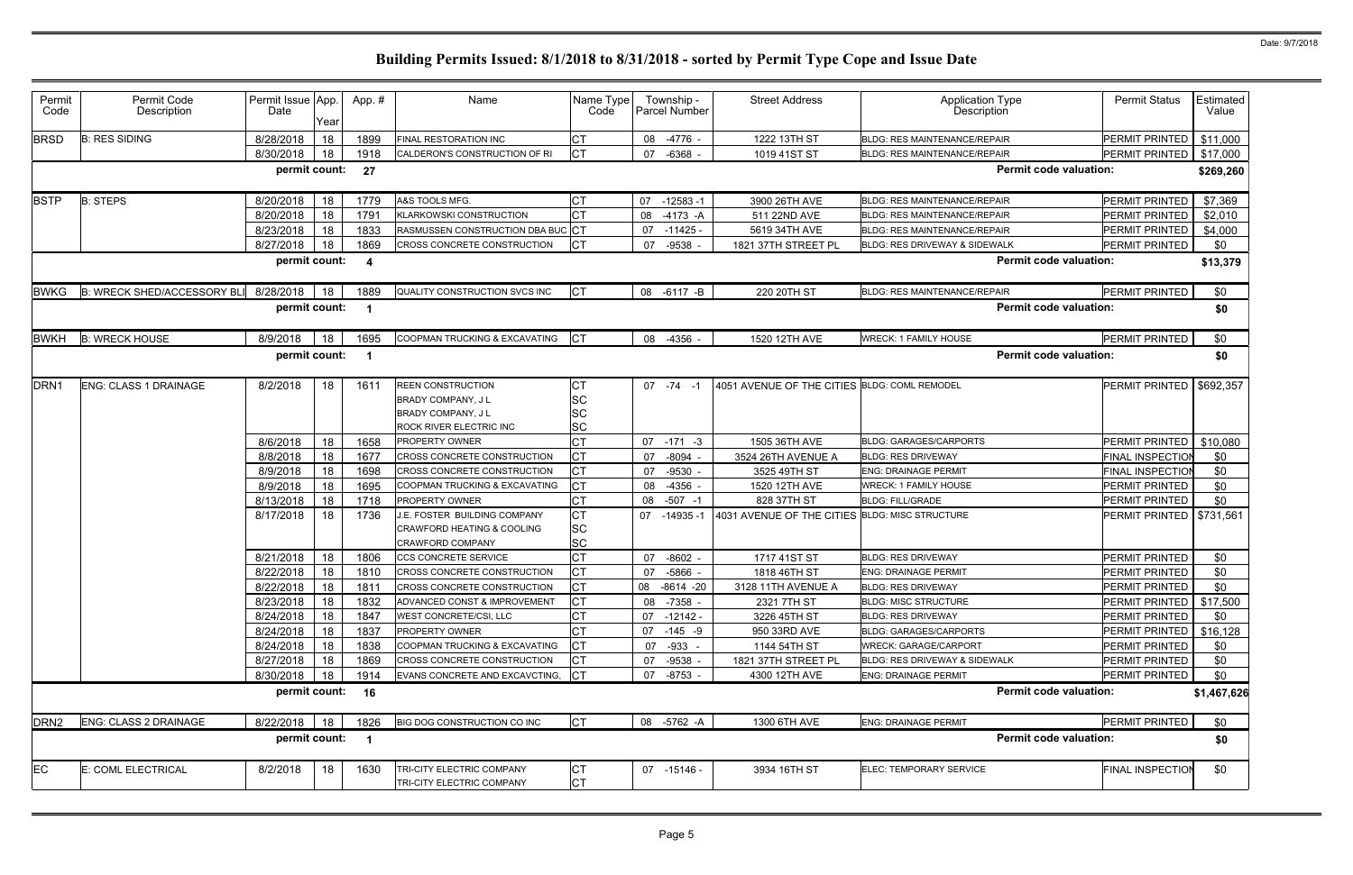# Building Permits Issued: 8/1/2018 to 8/31/2018 - sorted by Permit Type Cope and Issue Date

| Permit Code | Permit Code Description | Permit Issue Date | App. Year | Appl. # | Name | Name Type Code | Township - Parcel Number | Street Address | Application Type Description | Permit Status | Estimated Value |
|---|---|---|---|---|---|---|---|---|---|---|---|
| BRSD | B: RES SIDING | 8/28/2018 | 18 | 1899 | FINAL RESTORATION INC | CT | 08 -4776 - | 1222 13TH ST | BLDG: RES MAINTENANCE/REPAIR | PERMIT PRINTED | $11,000 |
| | | 8/30/2018 | 18 | 1918 | CALDERON'S CONSTRUCTION OF RI | CT | 07 -6368 - | 1019 41ST ST | BLDG: RES MAINTENANCE/REPAIR | PERMIT PRINTED | $17,000 |
| | | permit count: | | 27 | | | | | Permit code valuation: | | $269,260 |
| BSTP | B: STEPS | 8/20/2018 | 18 | 1779 | A&S TOOLS MFG. | CT | 07 -12583 -1 | 3900 26TH AVE | BLDG: RES MAINTENANCE/REPAIR | PERMIT PRINTED | $7,369 |
| | | 8/20/2018 | 18 | 1791 | KLARKOWSKI CONSTRUCTION | CT | 08 -4173 -A | 511 22ND AVE | BLDG: RES MAINTENANCE/REPAIR | PERMIT PRINTED | $2,010 |
| | | 8/23/2018 | 18 | 1833 | RASMUSSEN CONSTRUCTION DBA BUC | CT | 07 -11425 - | 5619 34TH AVE | BLDG: RES MAINTENANCE/REPAIR | PERMIT PRINTED | $4,000 |
| | | 8/27/2018 | 18 | 1869 | CROSS CONCRETE CONSTRUCTION | CT | 07 -9538 - | 1821 37TH STREET PL | BLDG: RES DRIVEWAY & SIDEWALK | PERMIT PRINTED | $0 |
| | | permit count: | | 4 | | | | | Permit code valuation: | | $13,379 |
| BWKG | B: WRECK SHED/ACCESSORY BLI | 8/28/2018 | 18 | 1889 | QUALITY CONSTRUCTION SVCS INC | CT | 08 -6117 -B | 220 20TH ST | BLDG: RES MAINTENANCE/REPAIR | PERMIT PRINTED | $0 |
| | | permit count: | | 1 | | | | | Permit code valuation: | | $0 |
| BWKH | B: WRECK HOUSE | 8/9/2018 | 18 | 1695 | COOPMAN TRUCKING & EXCAVATING | CT | 08 -4356 - | 1520 12TH AVE | WRECK: 1 FAMILY HOUSE | PERMIT PRINTED | $0 |
| | | permit count: | | 1 | | | | | Permit code valuation: | | $0 |
| DRN1 | ENG: CLASS 1 DRAINAGE | 8/2/2018 | 18 | 1611 | REEN CONSTRUCTION<br>BRADY COMPANY, J L<br>BRADY COMPANY, J L<br>ROCK RIVER ELECTRIC INC | CT<br>SC<br>SC<br>SC | 07 -74 -1 | 4051 AVENUE OF THE CITIES | BLDG: COML REMODEL | PERMIT PRINTED | $692,357 |
| | | 8/6/2018 | 18 | 1658 | PROPERTY OWNER | CT | 07 -171 -3 | 1505 36TH AVE | BLDG: GARAGES/CARPORTS | PERMIT PRINTED | $10,080 |
| | | 8/8/2018 | 18 | 1677 | CROSS CONCRETE CONSTRUCTION | CT | 07 -8094 - | 3524 26TH AVENUE A | BLDG: RES DRIVEWAY | FINAL INSPECTION | $0 |
| | | 8/9/2018 | 18 | 1698 | CROSS CONCRETE CONSTRUCTION | CT | 07 -9530 - | 3525 49TH ST | ENG: DRAINAGE PERMIT | FINAL INSPECTION | $0 |
| | | 8/9/2018 | 18 | 1695 | COOPMAN TRUCKING & EXCAVATING | CT | 08 -4356 - | 1520 12TH AVE | WRECK: 1 FAMILY HOUSE | PERMIT PRINTED | $0 |
| | | 8/13/2018 | 18 | 1718 | PROPERTY OWNER | CT | 08 -507 -1 | 828 37TH ST | BLDG: FILL/GRADE | PERMIT PRINTED | $0 |
| | | 8/17/2018 | 18 | 1736 | J.E. FOSTER BUILDING COMPANY<br>CRAWFORD HEATING & COOLING<br>CRAWFORD COMPANY | CT<br>SC<br>SC | 07 -14935 -1 | 4031 AVENUE OF THE CITIES | BLDG: MISC STRUCTURE | PERMIT PRINTED | $731,561 |
| | | 8/21/2018 | 18 | 1806 | CCS CONCRETE SERVICE | CT | 07 -8602 - | 1717 41ST ST | BLDG: RES DRIVEWAY | PERMIT PRINTED | $0 |
| | | 8/22/2018 | 18 | 1810 | CROSS CONCRETE CONSTRUCTION | CT | 07 -5866 - | 1818 46TH ST | ENG: DRAINAGE PERMIT | PERMIT PRINTED | $0 |
| | | 8/22/2018 | 18 | 1811 | CROSS CONCRETE CONSTRUCTION | CT | 08 -8614 -20 | 3128 11TH AVENUE A | BLDG: RES DRIVEWAY | PERMIT PRINTED | $0 |
| | | 8/23/2018 | 18 | 1832 | ADVANCED CONST & IMPROVEMENT | CT | 08 -7358 - | 2321 7TH ST | BLDG: MISC STRUCTURE | PERMIT PRINTED | $17,500 |
| | | 8/24/2018 | 18 | 1847 | WEST CONCRETE/CSI, LLC | CT | 07 -12142 - | 3226 45TH ST | BLDG: RES DRIVEWAY | PERMIT PRINTED | $0 |
| | | 8/24/2018 | 18 | 1837 | PROPERTY OWNER | CT | 07 -145 -9 | 950 33RD AVE | BLDG: GARAGES/CARPORTS | PERMIT PRINTED | $16,128 |
| | | 8/24/2018 | 18 | 1838 | COOPMAN TRUCKING & EXCAVATING | CT | 07 -933 - | 1144 54TH ST | WRECK: GARAGE/CARPORT | PERMIT PRINTED | $0 |
| | | 8/27/2018 | 18 | 1869 | CROSS CONCRETE CONSTRUCTION | CT | 07 -9538 - | 1821 37TH STREET PL | BLDG: RES DRIVEWAY & SIDEWALK | PERMIT PRINTED | $0 |
| | | 8/30/2018 | 18 | 1914 | EVANS CONCRETE AND EXCAVCTING, | CT | 07 -8753 - | 4300 12TH AVE | ENG: DRAINAGE PERMIT | PERMIT PRINTED | $0 |
| | | permit count: | | 16 | | | | | Permit code valuation: | | $1,467,626 |
| DRN2 | ENG: CLASS 2 DRAINAGE | 8/22/2018 | 18 | 1826 | BIG DOG CONSTRUCTION CO INC | CT | 08 -5762 -A | 1300 6TH AVE | ENG: DRAINAGE PERMIT | PERMIT PRINTED | $0 |
| | | permit count: | | 1 | | | | | Permit code valuation: | | $0 |
| EC | E: COML ELECTRICAL | 8/2/2018 | 18 | 1630 | TRI-CITY ELECTRIC COMPANY<br>TRI-CITY ELECTRIC COMPANY | CT<br>CT | 07 -15146 - | 3934 16TH ST | ELEC: TEMPORARY SERVICE | FINAL INSPECTION | $0 |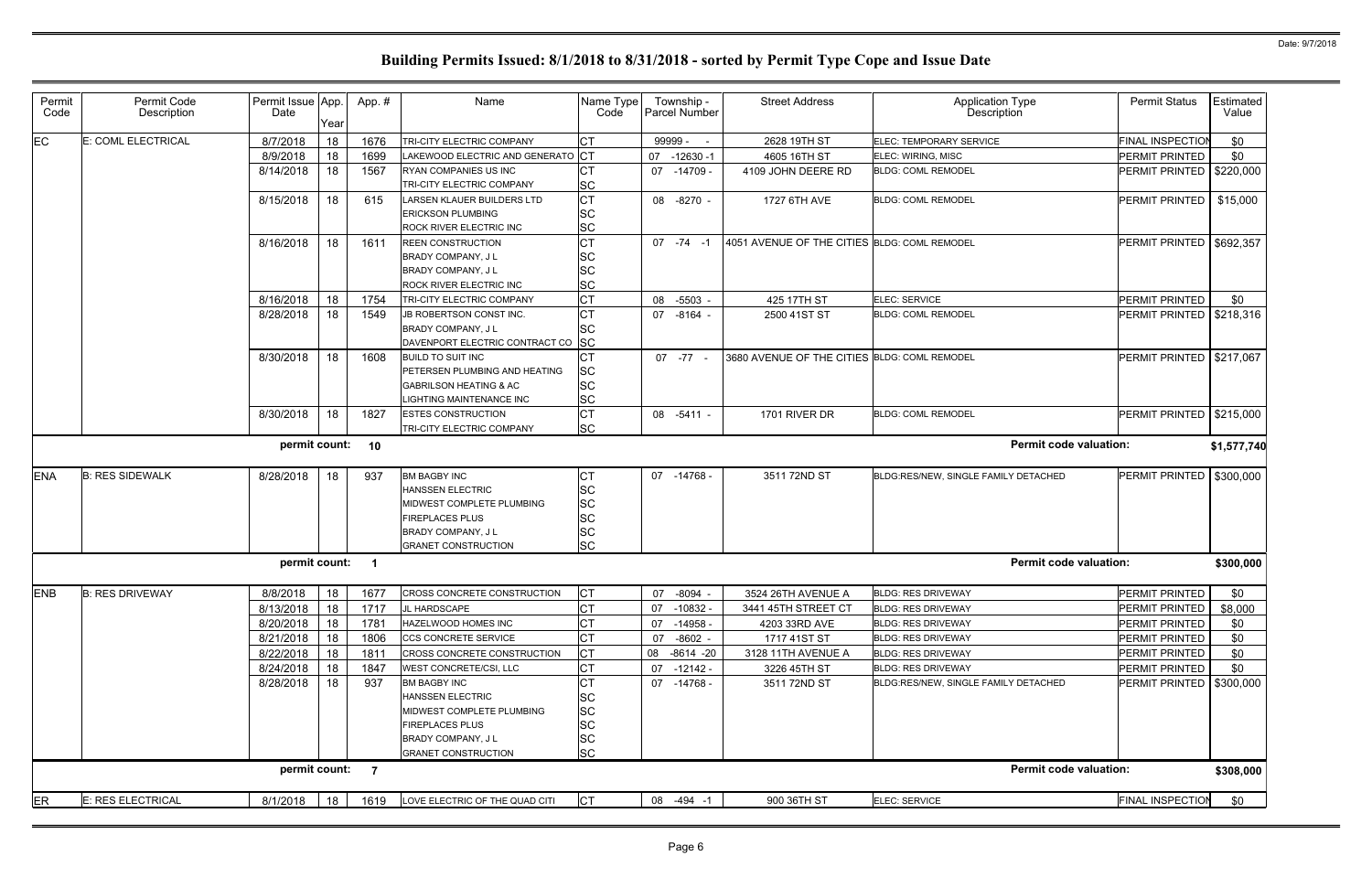# Building Permits Issued: 8/1/2018 to 8/31/2018 - sorted by Permit Type Cope and Issue Date

Date: 9/7/2018

| Permit Code | Permit Code Description | Permit Issue Date | App. Year | App. # | Name | Name Type Code | Township - Parcel Number | Street Address | Application Type Description | Permit Status | Estimated Value |
|---|---|---|---|---|---|---|---|---|---|---|---|
| EC | E: COML ELECTRICAL | 8/7/2018 | 18 | 1676 | TRI-CITY ELECTRIC COMPANY | CT | 99999 - - | 2628 19TH ST | ELEC: TEMPORARY SERVICE | FINAL INSPECTION | $0 |
| | | 8/9/2018 | 18 | 1699 | LAKEWOOD ELECTRIC AND GENERATO | CT | 07 -12630 -1 | 4605 16TH ST | ELEC: WIRING, MISC | PERMIT PRINTED | $0 |
| | | 8/14/2018 | 18 | 1567 | RYAN COMPANIES US INC | CT | 07 -14709 - | 4109 JOHN DEERE RD | BLDG: COML REMODEL | PERMIT PRINTED | $220,000 |
| | | | | | TRI-CITY ELECTRIC COMPANY | SC | | | | | |
| | | 8/15/2018 | 18 | 615 | LARSEN KLAUER BUILDERS LTD | CT | 08 -8270 - | 1727 6TH AVE | BLDG: COML REMODEL | PERMIT PRINTED | $15,000 |
| | | | | | ERICKSON PLUMBING | SC | | | | | |
| | | | | | ROCK RIVER ELECTRIC INC | SC | | | | | |
| | | 8/16/2018 | 18 | 1611 | REEN CONSTRUCTION | CT | 07 -74 -1 | 4051 AVENUE OF THE CITIES | BLDG: COML REMODEL | PERMIT PRINTED | $692,357 |
| | | | | | BRADY COMPANY, J L | SC | | | | | |
| | | | | | BRADY COMPANY, J L | SC | | | | | |
| | | | | | ROCK RIVER ELECTRIC INC | SC | | | | | |
| | | 8/16/2018 | 18 | 1754 | TRI-CITY ELECTRIC COMPANY | CT | 08 -5503 - | 425 17TH ST | ELEC: SERVICE | PERMIT PRINTED | $0 |
| | | 8/28/2018 | 18 | 1549 | JB ROBERTSON CONST INC. | CT | 07 -8164 - | 2500 41ST ST | BLDG: COML REMODEL | PERMIT PRINTED | $218,316 |
| | | | | | BRADY COMPANY, J L | SC | | | | | |
| | | | | | DAVENPORT ELECTRIC CONTRACT CO | SC | | | | | |
| | | 8/30/2018 | 18 | 1608 | BUILD TO SUIT INC | CT | 07 -77 - | 3680 AVENUE OF THE CITIES | BLDG: COML REMODEL | PERMIT PRINTED | $217,067 |
| | | | | | PETERSEN PLUMBING AND HEATING | SC | | | | | |
| | | | | | GABRILSON HEATING & AC | SC | | | | | |
| | | | | | LIGHTING MAINTENANCE INC | SC | | | | | |
| | | 8/30/2018 | 18 | 1827 | ESTES CONSTRUCTION | CT | 08 -5411 - | 1701 RIVER DR | BLDG: COML REMODEL | PERMIT PRINTED | $215,000 |
| | | | | | TRI-CITY ELECTRIC COMPANY | SC | | | | | |
| | | **permit count:** | | **10** | | | | | **Permit code valuation:** | | **$1,577,740** |
| ENA | B: RES SIDEWALK | 8/28/2018 | 18 | 937 | BM BAGBY INC | CT | 07 -14768 - | 3511 72ND ST | BLDG:RES/NEW, SINGLE FAMILY DETACHED | PERMIT PRINTED | $300,000 |
| | | | | | HANSSEN ELECTRIC | SC | | | | | |
| | | | | | MIDWEST COMPLETE PLUMBING | SC | | | | | |
| | | | | | FIREPLACES PLUS | SC | | | | | |
| | | | | | BRADY COMPANY, J L | SC | | | | | |
| | | | | | GRANET CONSTRUCTION | SC | | | | | |
| | | **permit count:** | | **1** | | | | | **Permit code valuation:** | | **$300,000** |
| ENB | B: RES DRIVEWAY | 8/8/2018 | 18 | 1677 | CROSS CONCRETE CONSTRUCTION | CT | 07 -8094 - | 3524 26TH AVENUE A | BLDG: RES DRIVEWAY | PERMIT PRINTED | $0 |
| | | 8/13/2018 | 18 | 1717 | JL HARDSCAPE | CT | 07 -10832 - | 3441 45TH STREET CT | BLDG: RES DRIVEWAY | PERMIT PRINTED | $8,000 |
| | | 8/20/2018 | 18 | 1781 | HAZELWOOD HOMES INC | CT | 07 -14958 - | 4203 33RD AVE | BLDG: RES DRIVEWAY | PERMIT PRINTED | $0 |
| | | 8/21/2018 | 18 | 1806 | CCS CONCRETE SERVICE | CT | 07 -8602 - | 1717 41ST ST | BLDG: RES DRIVEWAY | PERMIT PRINTED | $0 |
| | | 8/22/2018 | 18 | 1811 | CROSS CONCRETE CONSTRUCTION | CT | 08 -8614 -20 | 3128 11TH AVENUE A | BLDG: RES DRIVEWAY | PERMIT PRINTED | $0 |
| | | 8/24/2018 | 18 | 1847 | WEST CONCRETE/CSI, LLC | CT | 07 -12142 - | 3226 45TH ST | BLDG: RES DRIVEWAY | PERMIT PRINTED | $0 |
| | | 8/28/2018 | 18 | 937 | BM BAGBY INC | CT | 07 -14768 - | 3511 72ND ST | BLDG:RES/NEW, SINGLE FAMILY DETACHED | PERMIT PRINTED | $300,000 |
| | | | | | HANSSEN ELECTRIC | SC | | | | | |
| | | | | | MIDWEST COMPLETE PLUMBING | SC | | | | | |
| | | | | | FIREPLACES PLUS | SC | | | | | |
| | | | | | BRADY COMPANY, J L | SC | | | | | |
| | | | | | GRANET CONSTRUCTION | SC | | | | | |
| | | **permit count:** | | **7** | | | | | **Permit code valuation:** | | **$308,000** |
| ER | E: RES ELECTRICAL | 8/1/2018 | 18 | 1619 | LOVE ELECTRIC OF THE QUAD CITI | CT | 08 -494 -1 | 900 36TH ST | ELEC: SERVICE | FINAL INSPECTION | $0 |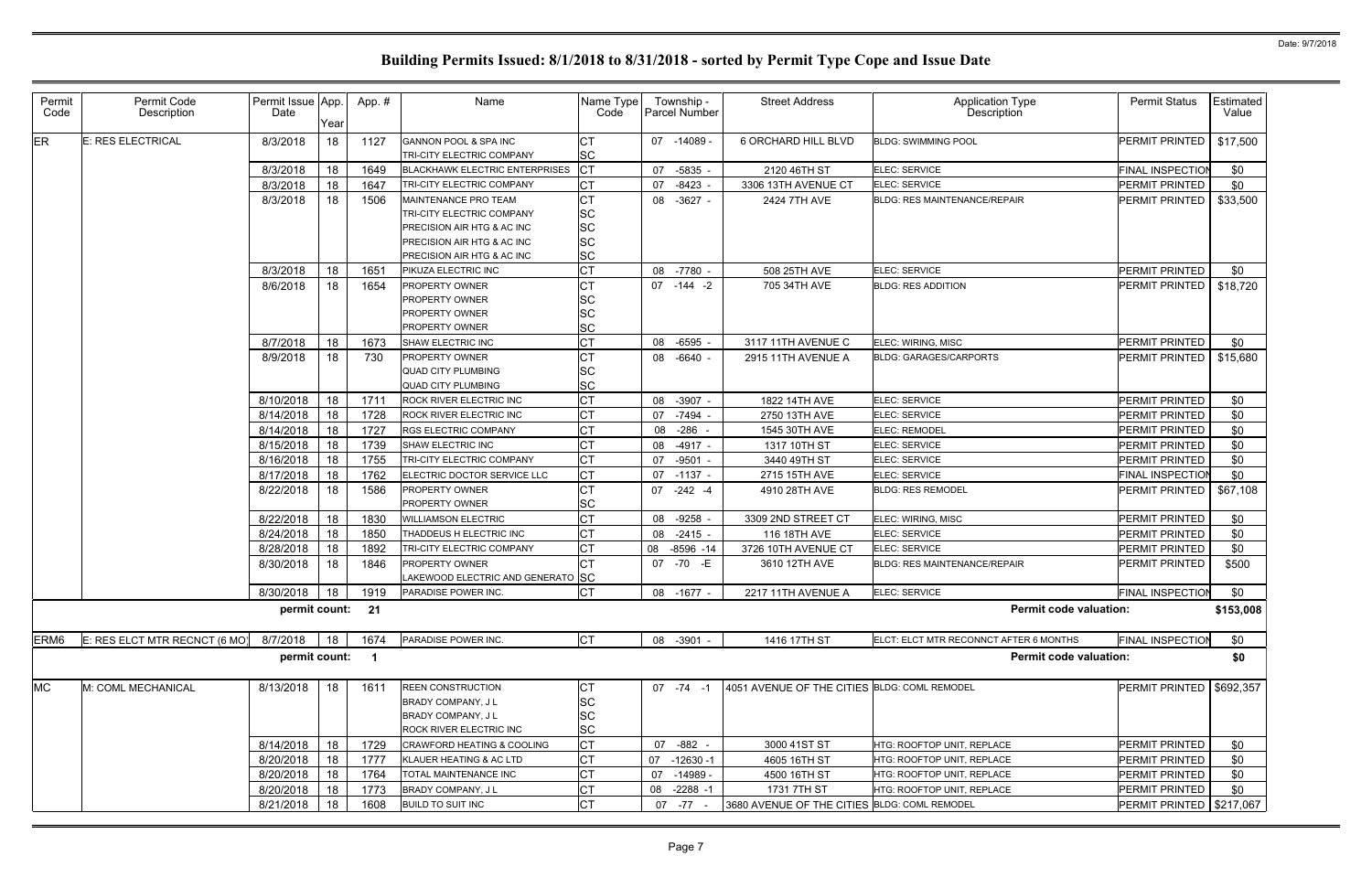Date: 9/7/2018

# Building Permits Issued: 8/1/2018 to 8/31/2018 - sorted by Permit Type Cope and Issue Date

| Permit Code | Permit Code Description | Permit Issue Date | App. Year | App. # | Name | Name Type Code | Township - Parcel Number | Street Address | Application Type Description | Permit Status | Estimated Value |
|---|---|---|---|---|---|---|---|---|---|---|---|
| ER | E: RES ELECTRICAL | 8/3/2018 | 18 | 1127 | GANNON POOL & SPA INC<br>TRI-CITY ELECTRIC COMPANY | CT<br>SC | 07 -14089 - | 6 ORCHARD HILL BLVD | BLDG: SWIMMING POOL | PERMIT PRINTED | $17,500 |
| | | 8/3/2018 | 18 | 1649 | BLACKHAWK ELECTRIC ENTERPRISES | CT | 07 -5835 - | 2120 46TH ST | ELEC: SERVICE | FINAL INSPECTION | $0 |
| | | 8/3/2018 | 18 | 1647 | TRI-CITY ELECTRIC COMPANY | CT | 07 -8423 - | 3306 13TH AVENUE CT | ELEC: SERVICE | PERMIT PRINTED | $0 |
| | | 8/3/2018 | 18 | 1506 | MAINTENANCE PRO TEAM<br>TRI-CITY ELECTRIC COMPANY<br>PRECISION AIR HTG & AC INC<br>PRECISION AIR HTG & AC INC<br>PRECISION AIR HTG & AC INC | CT<br>SC<br>SC<br>SC<br>SC | 08 -3627 - | 2424 7TH AVE | BLDG: RES MAINTENANCE/REPAIR | PERMIT PRINTED | $33,500 |
| | | 8/3/2018 | 18 | 1651 | PIKUZA ELECTRIC INC | CT | 08 -7780 - | 508 25TH AVE | ELEC: SERVICE | PERMIT PRINTED | $0 |
| | | 8/6/2018 | 18 | 1654 | PROPERTY OWNER<br>PROPERTY OWNER<br>PROPERTY OWNER<br>PROPERTY OWNER | CT<br>SC<br>SC<br>SC | 07 -144 -2 | 705 34TH AVE | BLDG: RES ADDITION | PERMIT PRINTED | $18,720 |
| | | 8/7/2018 | 18 | 1673 | SHAW ELECTRIC INC | CT | 08 -6595 - | 3117 11TH AVENUE C | ELEC: WIRING, MISC | PERMIT PRINTED | $0 |
| | | 8/9/2018 | 18 | 730 | PROPERTY OWNER<br>QUAD CITY PLUMBING<br>QUAD CITY PLUMBING | CT<br>SC<br>SC | 08 -6640 - | 2915 11TH AVENUE A | BLDG: GARAGES/CARPORTS | PERMIT PRINTED | $15,680 |
| | | 8/10/2018 | 18 | 1711 | ROCK RIVER ELECTRIC INC | CT | 08 -3907 - | 1822 14TH AVE | ELEC: SERVICE | PERMIT PRINTED | $0 |
| | | 8/14/2018 | 18 | 1728 | ROCK RIVER ELECTRIC INC | CT | 07 -7494 - | 2750 13TH AVE | ELEC: SERVICE | PERMIT PRINTED | $0 |
| | | 8/14/2018 | 18 | 1727 | RGS ELECTRIC COMPANY | CT | 08 -286 - | 1545 30TH AVE | ELEC: REMODEL | PERMIT PRINTED | $0 |
| | | 8/15/2018 | 18 | 1739 | SHAW ELECTRIC INC | CT | 08 -4917 - | 1317 10TH ST | ELEC: SERVICE | PERMIT PRINTED | $0 |
| | | 8/16/2018 | 18 | 1755 | TRI-CITY ELECTRIC COMPANY | CT | 07 -9501 - | 3440 49TH ST | ELEC: SERVICE | PERMIT PRINTED | $0 |
| | | 8/17/2018 | 18 | 1762 | ELECTRIC DOCTOR SERVICE LLC | CT | 07 -1137 - | 2715 15TH AVE | ELEC: SERVICE | FINAL INSPECTION | $0 |
| | | 8/22/2018 | 18 | 1586 | PROPERTY OWNER<br>PROPERTY OWNER | CT<br>SC | 07 -242 -4 | 4910 28TH AVE | BLDG: RES REMODEL | PERMIT PRINTED | $67,108 |
| | | 8/22/2018 | 18 | 1830 | WILLIAMSON ELECTRIC | CT | 08 -9258 - | 3309 2ND STREET CT | ELEC: WIRING, MISC | PERMIT PRINTED | $0 |
| | | 8/24/2018 | 18 | 1850 | THADDEUS H ELECTRIC INC | CT | 08 -2415 - | 116 18TH AVE | ELEC: SERVICE | PERMIT PRINTED | $0 |
| | | 8/28/2018 | 18 | 1892 | TRI-CITY ELECTRIC COMPANY | CT | 08 -8596 -14 | 3726 10TH AVENUE CT | ELEC: SERVICE | PERMIT PRINTED | $0 |
| | | 8/30/2018 | 18 | 1846 | PROPERTY OWNER<br>LAKEWOOD ELECTRIC AND GENERATO | CT<br>SC | 07 -70 -E | 3610 12TH AVE | BLDG: RES MAINTENANCE/REPAIR | PERMIT PRINTED | $500 |
| | | 8/30/2018 | 18 | 1919 | PARADISE POWER INC. | CT | 08 -1677 - | 2217 11TH AVENUE A | ELEC: SERVICE | FINAL INSPECTION | $0 |
| | | **permit count:** | | **21** | | | | | **Permit code valuation:** | | **$153,008** |
| ERM6 | E: RES ELCT MTR RECNCT (6 MO) | 8/7/2018 | 18 | 1674 | PARADISE POWER INC. | CT | 08 -3901 - | 1416 17TH ST | ELCT: ELCT MTR RECONNCT AFTER 6 MONTHS | FINAL INSPECTION | $0 |
| | | **permit count:** | | **1** | | | | | **Permit code valuation:** | | **$0** |
| MC | M: COML MECHANICAL | 8/13/2018 | 18 | 1611 | REEN CONSTRUCTION<br>BRADY COMPANY, J L<br>BRADY COMPANY, J L<br>ROCK RIVER ELECTRIC INC | CT<br>SC<br>SC<br>SC | 07 -74 -1 | 4051 AVENUE OF THE CITIES | BLDG: COML REMODEL | PERMIT PRINTED | $692,357 |
| | | 8/14/2018 | 18 | 1729 | CRAWFORD HEATING & COOLING | CT | 07 -882 - | 3000 41ST ST | HTG: ROOFTOP UNIT, REPLACE | PERMIT PRINTED | $0 |
| | | 8/20/2018 | 18 | 1777 | KLAUER HEATING & AC LTD | CT | 07 -12630 -1 | 4605 16TH ST | HTG: ROOFTOP UNIT, REPLACE | PERMIT PRINTED | $0 |
| | | 8/20/2018 | 18 | 1764 | TOTAL MAINTENANCE INC | CT | 07 -14989 - | 4500 16TH ST | HTG: ROOFTOP UNIT, REPLACE | PERMIT PRINTED | $0 |
| | | 8/20/2018 | 18 | 1773 | BRADY COMPANY, J L | CT | 08 -2288 -1 | 1731 7TH ST | HTG: ROOFTOP UNIT, REPLACE | PERMIT PRINTED | $0 |
| | | 8/21/2018 | 18 | 1608 | BUILD TO SUIT INC | CT | 07 -77 - | 3680 AVENUE OF THE CITIES | BLDG: COML REMODEL | PERMIT PRINTED | $217,067 |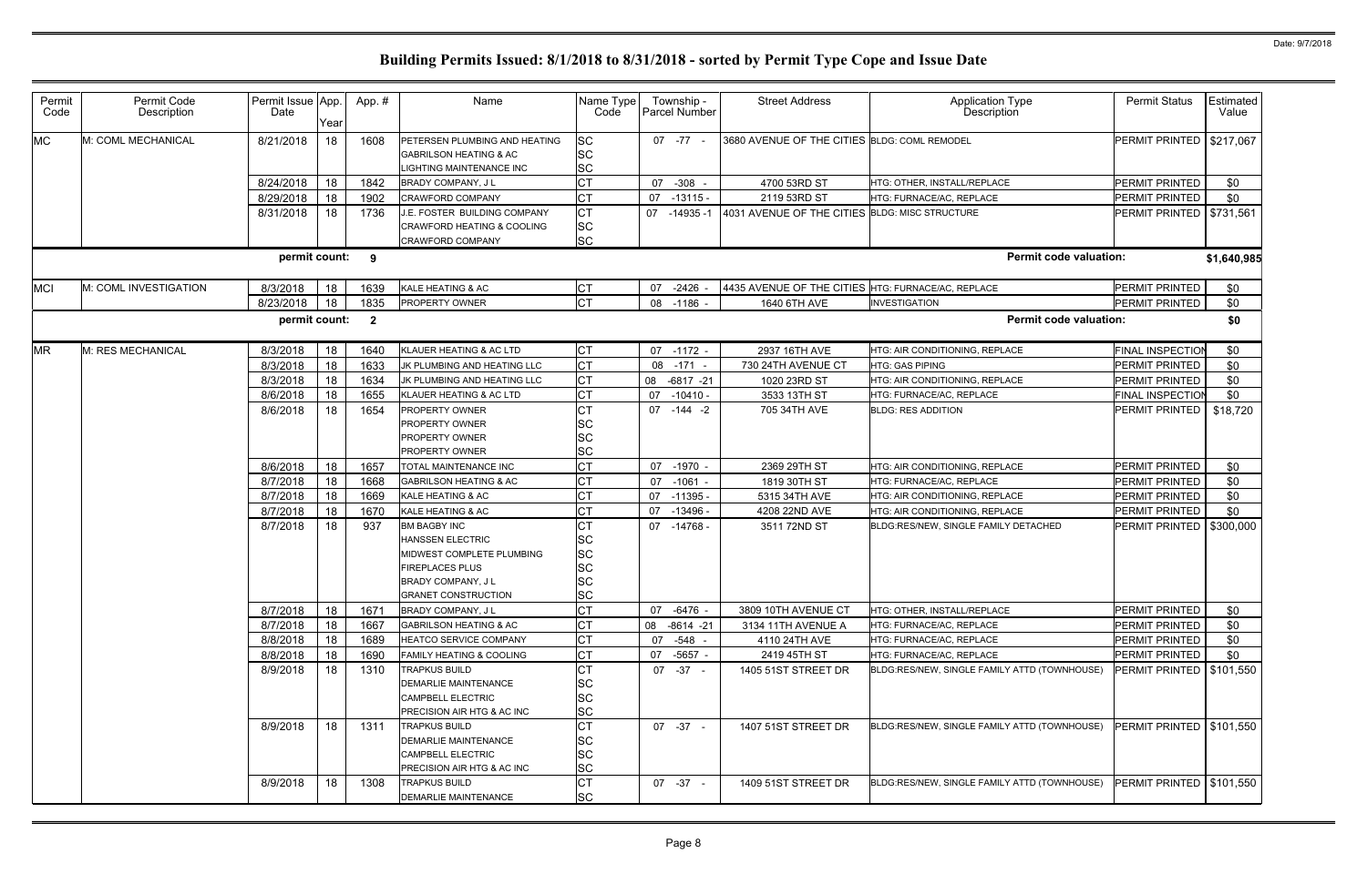# Building Permits Issued: 8/1/2018 to 8/31/2018 - sorted by Permit Type Cope and Issue Date

| Permit Code | Permit Code Description | Permit Issue Date | App. Year | App. # | Name | Name Type Code | Township - Parcel Number | Street Address | Application Type Description | Permit Status | Estimated Value |
|---|---|---|---|---|---|---|---|---|---|---|---|
| MC | M: COML MECHANICAL | 8/21/2018 | 18 | 1608 | PETERSEN PLUMBING AND HEATING<br>GABRILSON HEATING & AC<br>LIGHTING MAINTENANCE INC | SC<br>SC<br>SC | 07 -77 - | 3680 AVENUE OF THE CITIES | BLDG: COML REMODEL | PERMIT PRINTED | $217,067 |
| | | 8/24/2018 | 18 | 1842 | BRADY COMPANY, J L | CT | 07 -308 - | 4700 53RD ST | HTG: OTHER, INSTALL/REPLACE | PERMIT PRINTED | $0 |
| | | 8/29/2018 | 18 | 1902 | CRAWFORD COMPANY | CT | 07 -13115 - | 2119 53RD ST | HTG: FURNACE/AC, REPLACE | PERMIT PRINTED | $0 |
| | | 8/31/2018 | 18 | 1736 | J.E. FOSTER BUILDING COMPANY<br>CRAWFORD HEATING & COOLING<br>CRAWFORD COMPANY | CT<br>SC<br>SC | 07 -14935 -1 | 4031 AVENUE OF THE CITIES | BLDG: MISC STRUCTURE | PERMIT PRINTED | $731,561 |
| | | permit count: | | 9 | | | | | Permit code valuation: | | $1,640,985 |
| MCI | M: COML INVESTIGATION | 8/3/2018 | 18 | 1639 | KALE HEATING & AC | CT | 07 -2426 - | 4435 AVENUE OF THE CITIES | HTG: FURNACE/AC, REPLACE | PERMIT PRINTED | $0 |
| | | 8/23/2018 | 18 | 1835 | PROPERTY OWNER | CT | 08 -1186 - | 1640 6TH AVE | INVESTIGATION | PERMIT PRINTED | $0 |
| | | permit count: | | 2 | | | | | Permit code valuation: | | $0 |
| MR | M: RES MECHANICAL | 8/3/2018 | 18 | 1640 | KLAUER HEATING & AC LTD | CT | 07 -1172 - | 2937 16TH AVE | HTG: AIR CONDITIONING, REPLACE | FINAL INSPECTION | $0 |
| | | 8/3/2018 | 18 | 1633 | JK PLUMBING AND HEATING LLC | CT | 08 -171 - | 730 24TH AVENUE CT | HTG: GAS PIPING | PERMIT PRINTED | $0 |
| | | 8/3/2018 | 18 | 1634 | JK PLUMBING AND HEATING LLC | CT | 08 -6817 -21 | 1020 23RD ST | HTG: AIR CONDITIONING, REPLACE | PERMIT PRINTED | $0 |
| | | 8/6/2018 | 18 | 1655 | KLAUER HEATING & AC LTD | CT | 07 -10410 - | 3533 13TH ST | HTG: FURNACE/AC, REPLACE | FINAL INSPECTION | $0 |
| | | 8/6/2018 | 18 | 1654 | PROPERTY OWNER<br>PROPERTY OWNER<br>PROPERTY OWNER<br>PROPERTY OWNER | CT<br>SC<br>SC<br>SC | 07 -144 -2 | 705 34TH AVE | BLDG: RES ADDITION | PERMIT PRINTED | $18,720 |
| | | 8/6/2018 | 18 | 1657 | TOTAL MAINTENANCE INC | CT | 07 -1970 - | 2369 29TH ST | HTG: AIR CONDITIONING, REPLACE | PERMIT PRINTED | $0 |
| | | 8/7/2018 | 18 | 1668 | GABRILSON HEATING & AC | CT | 07 -1061 - | 1819 30TH ST | HTG: FURNACE/AC, REPLACE | PERMIT PRINTED | $0 |
| | | 8/7/2018 | 18 | 1669 | KALE HEATING & AC | CT | 07 -11395 - | 5315 34TH AVE | HTG: AIR CONDITIONING, REPLACE | PERMIT PRINTED | $0 |
| | | 8/7/2018 | 18 | 1670 | KALE HEATING & AC | CT | 07 -13496 - | 4208 22ND AVE | HTG: AIR CONDITIONING, REPLACE | PERMIT PRINTED | $0 |
| | | 8/7/2018 | 18 | 937 | BM BAGBY INC<br>HANSSEN ELECTRIC<br>MIDWEST COMPLETE PLUMBING<br>FIREPLACES PLUS<br>BRADY COMPANY, J L<br>GRANET CONSTRUCTION | CT<br>SC<br>SC<br>SC<br>SC<br>SC | 07 -14768 - | 3511 72ND ST | BLDG:RES/NEW, SINGLE FAMILY DETACHED | PERMIT PRINTED | $300,000 |
| | | 8/7/2018 | 18 | 1671 | BRADY COMPANY, J L | CT | 07 -6476 - | 3809 10TH AVENUE CT | HTG: OTHER, INSTALL/REPLACE | PERMIT PRINTED | $0 |
| | | 8/7/2018 | 18 | 1667 | GABRILSON HEATING & AC | CT | 08 -8614 -21 | 3134 11TH AVENUE A | HTG: FURNACE/AC, REPLACE | PERMIT PRINTED | $0 |
| | | 8/8/2018 | 18 | 1689 | HEATCO SERVICE COMPANY | CT | 07 -548 - | 4110 24TH AVE | HTG: FURNACE/AC, REPLACE | PERMIT PRINTED | $0 |
| | | 8/8/2018 | 18 | 1690 | FAMILY HEATING & COOLING | CT | 07 -5657 - | 2419 45TH ST | HTG: FURNACE/AC, REPLACE | PERMIT PRINTED | $0 |
| | | 8/9/2018 | 18 | 1310 | TRAPKUS BUILD<br>DEMARLIE MAINTENANCE<br>CAMPBELL ELECTRIC<br>PRECISION AIR HTG & AC INC | CT<br>SC<br>SC<br>SC | 07 -37 - | 1405 51ST STREET DR | BLDG:RES/NEW, SINGLE FAMILY ATTD (TOWNHOUSE) | PERMIT PRINTED | $101,550 |
| | | 8/9/2018 | 18 | 1311 | TRAPKUS BUILD<br>DEMARLIE MAINTENANCE<br>CAMPBELL ELECTRIC<br>PRECISION AIR HTG & AC INC | CT<br>SC<br>SC<br>SC | 07 -37 - | 1407 51ST STREET DR | BLDG:RES/NEW, SINGLE FAMILY ATTD (TOWNHOUSE) | PERMIT PRINTED | $101,550 |
| | | 8/9/2018 | 18 | 1308 | TRAPKUS BUILD<br>DEMARLIE MAINTENANCE | CT<br>SC | 07 -37 - | 1409 51ST STREET DR | BLDG:RES/NEW, SINGLE FAMILY ATTD (TOWNHOUSE) | PERMIT PRINTED | $101,550 |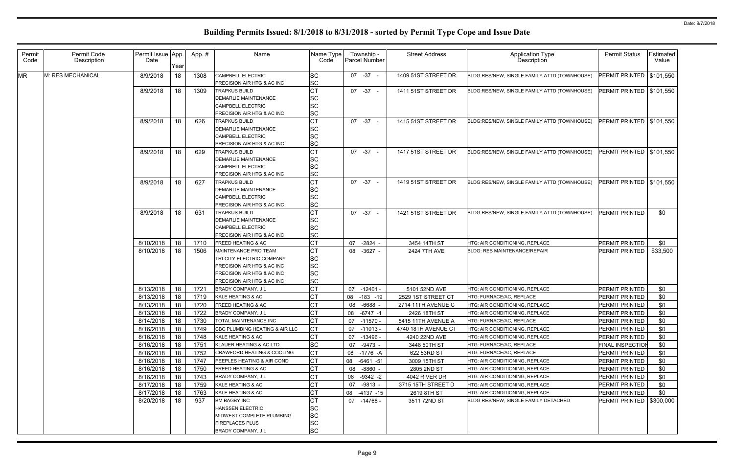# Building Permits Issued: 8/1/2018 to 8/31/2018 - sorted by Permit Type Cope and Issue Date

Date: 9/7/2018

| Permit Code | Permit Code Description | Permit Issue Date | App. Year | App. # | Name | Name Type Code | Township - Parcel Number | Street Address | Application Type Description | Permit Status | Estimated Value |
|---|---|---|---|---|---|---|---|---|---|---|---|
| MR | M: RES MECHANICAL | 8/9/2018 | 18 | 1308 | CAMPBELL ELECTRIC<br>PRECISION AIR HTG & AC INC | SC<br>SC | 07 -37 - | 1409 51ST STREET DR | BLDG:RES/NEW, SINGLE FAMILY ATTD (TOWNHOUSE) | PERMIT PRINTED | $101,550 |
| | | 8/9/2018 | 18 | 1309 | TRAPKUS BUILD<br>DEMARLIE MAINTENANCE<br>CAMPBELL ELECTRIC<br>PRECISION AIR HTG & AC INC | CT<br>SC<br>SC<br>SC | 07 -37 - | 1411 51ST STREET DR | BLDG:RES/NEW, SINGLE FAMILY ATTD (TOWNHOUSE) | PERMIT PRINTED | $101,550 |
| | | 8/9/2018 | 18 | 626 | TRAPKUS BUILD<br>DEMARLIE MAINTENANCE<br>CAMPBELL ELECTRIC<br>PRECISION AIR HTG & AC INC | CT<br>SC<br>SC<br>SC | 07 -37 - | 1415 51ST STREET DR | BLDG:RES/NEW, SINGLE FAMILY ATTD (TOWNHOUSE) | PERMIT PRINTED | $101,550 |
| | | 8/9/2018 | 18 | 629 | TRAPKUS BUILD<br>DEMARLIE MAINTENANCE<br>CAMPBELL ELECTRIC<br>PRECISION AIR HTG & AC INC | CT<br>SC<br>SC<br>SC | 07 -37 - | 1417 51ST STREET DR | BLDG:RES/NEW, SINGLE FAMILY ATTD (TOWNHOUSE) | PERMIT PRINTED | $101,550 |
| | | 8/9/2018 | 18 | 627 | TRAPKUS BUILD<br>DEMARLIE MAINTENANCE<br>CAMPBELL ELECTRIC<br>PRECISION AIR HTG & AC INC | CT<br>SC<br>SC<br>SC | 07 -37 - | 1419 51ST STREET DR | BLDG:RES/NEW, SINGLE FAMILY ATTD (TOWNHOUSE) | PERMIT PRINTED | $101,550 |
| | | 8/9/2018 | 18 | 631 | TRAPKUS BUILD<br>DEMARLIE MAINTENANCE<br>CAMPBELL ELECTRIC<br>PRECISION AIR HTG & AC INC | CT<br>SC<br>SC<br>SC | 07 -37 - | 1421 51ST STREET DR | BLDG:RES/NEW, SINGLE FAMILY ATTD (TOWNHOUSE) | PERMIT PRINTED | $0 |
| | | 8/10/2018 | 18 | 1710 | FREED HEATING & AC | CT | 07 -2824 - | 3454 14TH ST | HTG: AIR CONDITIONING, REPLACE | PERMIT PRINTED | $0 |
| | | 8/10/2018 | 18 | 1506 | MAINTENANCE PRO TEAM<br>TRI-CITY ELECTRIC COMPANY<br>PRECISION AIR HTG & AC INC<br>PRECISION AIR HTG & AC INC<br>PRECISION AIR HTG & AC INC | CT<br>SC<br>SC<br>SC<br>SC | 08 -3627 - | 2424 7TH AVE | BLDG: RES MAINTENANCE/REPAIR | PERMIT PRINTED | $33,500 |
| | | 8/13/2018 | 18 | 1721 | BRADY COMPANY, J L | CT | 07 -12401 - | 5101 52ND AVE | HTG: AIR CONDITIONING, REPLACE | PERMIT PRINTED | $0 |
| | | 8/13/2018 | 18 | 1719 | KALE HEATING & AC | CT | 08 -183 -19 | 2529 1ST STREET CT | HTG: FURNACE/AC, REPLACE | PERMIT PRINTED | $0 |
| | | 8/13/2018 | 18 | 1720 | FREED HEATING & AC | CT | 08 -6688 - | 2714 11TH AVENUE C | HTG: AIR CONDITIONING, REPLACE | PERMIT PRINTED | $0 |
| | | 8/13/2018 | 18 | 1722 | BRADY COMPANY, J L | CT | 08 -6747 -1 | 2426 18TH ST | HTG: AIR CONDITIONING, REPLACE | PERMIT PRINTED | $0 |
| | | 8/14/2018 | 18 | 1730 | TOTAL MAINTENANCE INC | CT | 07 -11570 - | 5415 11TH AVENUE A | HTG: FURNACE/AC, REPLACE | PERMIT PRINTED | $0 |
| | | 8/16/2018 | 18 | 1749 | CBC PLUMBING HEATING & AIR LLC | CT | 07 -11013 - | 4740 18TH AVENUE CT | HTG: AIR CONDITIONING, REPLACE | PERMIT PRINTED | $0 |
| | | 8/16/2018 | 18 | 1748 | KALE HEATING & AC | CT | 07 -13496 - | 4240 22ND AVE | HTG: AIR CONDITIONING, REPLACE | PERMIT PRINTED | $0 |
| | | 8/16/2018 | 18 | 1751 | KLAUER HEATING & AC LTD | SC | 07 -9473 - | 3448 50TH ST | HTG: FURNACE/AC, REPLACE | FINAL INSPECTION | $0 |
| | | 8/16/2018 | 18 | 1752 | CRAWFORD HEATING & COOLING | CT | 08 -1776 -A | 622 53RD ST | HTG: FURNACE/AC, REPLACE | PERMIT PRINTED | $0 |
| | | 8/16/2018 | 18 | 1747 | PEEPLES HEATING & AIR COND | CT | 08 -6461 -51 | 3009 15TH ST | HTG: AIR CONDITIONING, REPLACE | PERMIT PRINTED | $0 |
| | | 8/16/2018 | 18 | 1750 | FREED HEATING & AC | CT | 08 -8860 - | 2805 2ND ST | HTG: AIR CONDITIONING, REPLACE | PERMIT PRINTED | $0 |
| | | 8/16/2018 | 18 | 1743 | BRADY COMPANY, J L | CT | 08 -9342 -2 | 4042 RIVER DR | HTG: AIR CONDITIONING, REPLACE | PERMIT PRINTED | $0 |
| | | 8/17/2018 | 18 | 1759 | KALE HEATING & AC | CT | 07 -9813 - | 3715 15TH STREET D | HTG: AIR CONDITIONING, REPLACE | PERMIT PRINTED | $0 |
| | | 8/17/2018 | 18 | 1763 | KALE HEATING & AC | CT | 08 -4137 -15 | 2619 8TH ST | HTG: AIR CONDITIONING, REPLACE | PERMIT PRINTED | $0 |
| | | 8/20/2018 | 18 | 937 | BM BAGBY INC<br>HANSSEN ELECTRIC<br>MIDWEST COMPLETE PLUMBING<br>FIREPLACES PLUS<br>BRADY COMPANY, J L | CT<br>SC<br>SC<br>SC<br>SC | 07 -14768 - | 3511 72ND ST | BLDG:RES/NEW, SINGLE FAMILY DETACHED | PERMIT PRINTED | $300,000 |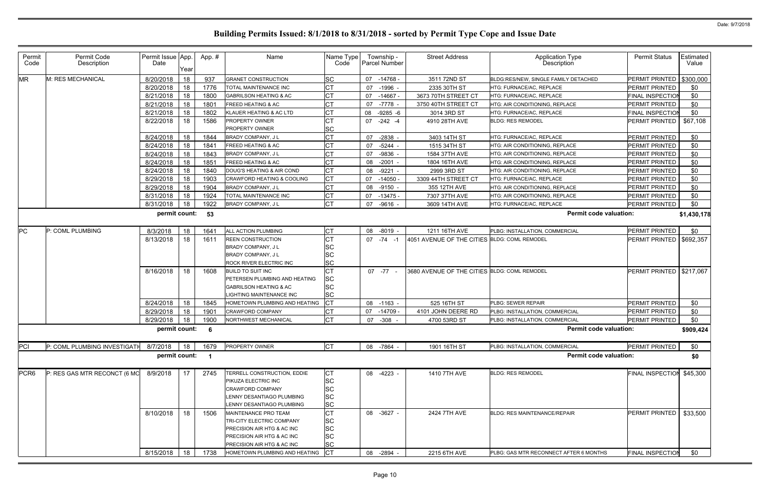# Building Permits Issued: 8/1/2018 to 8/31/2018 - sorted by Permit Type Cope and Issue Date

Date: 9/7/2018

| Permit Code | Permit Code Description | Permit Issue Date | App. Year | App. # | Name | Name Type Code | Township - Parcel Number | Street Address | Application Type Description | Permit Status | Estimated Value |
|---|---|---|---|---|---|---|---|---|---|---|---|
| MR | M: RES MECHANICAL | 8/20/2018 | 18 | 937 | GRANET CONSTRUCTION | SC | 07 -14768 - | 3511 72ND ST | BLDG:RES/NEW, SINGLE FAMILY DETACHED | PERMIT PRINTED | $300,000 |
| | | 8/20/2018 | 18 | 1776 | TOTAL MAINTENANCE INC | CT | 07 -1996 - | 2335 30TH ST | HTG: FURNACE/AC, REPLACE | PERMIT PRINTED | $0 |
| | | 8/21/2018 | 18 | 1800 | GABRILSON HEATING & AC | CT | 07 -14667 - | 3673 70TH STREET CT | HTG: FURNACE/AC, REPLACE | FINAL INSPECTION | $0 |
| | | 8/21/2018 | 18 | 1801 | FREED HEATING & AC | CT | 07 -7778 - | 3750 40TH STREET CT | HTG: AIR CONDITIONING, REPLACE | PERMIT PRINTED | $0 |
| | | 8/21/2018 | 18 | 1802 | KLAUER HEATING & AC LTD | CT | 08 -9285 -6 | 3014 3RD ST | HTG: FURNACE/AC, REPLACE | FINAL INSPECTION | $0 |
| | | 8/22/2018 | 18 | 1586 | PROPERTY OWNER | CT | 07 -242 -4 | 4910 28TH AVE | BLDG: RES REMODEL | PERMIT PRINTED | $67,108 |
| | | | | | PROPERTY OWNER | SC | | | | | |
| | | 8/24/2018 | 18 | 1844 | BRADY COMPANY, J L | CT | 07 -2838 - | 3403 14TH ST | HTG: FURNACE/AC, REPLACE | PERMIT PRINTED | $0 |
| | | 8/24/2018 | 18 | 1841 | FREED HEATING & AC | CT | 07 -5244 - | 1515 34TH ST | HTG: AIR CONDITIONING, REPLACE | PERMIT PRINTED | $0 |
| | | 8/24/2018 | 18 | 1843 | BRADY COMPANY, J L | CT | 07 -9836 - | 1584 37TH AVE | HTG: AIR CONDITIONING, REPLACE | PERMIT PRINTED | $0 |
| | | 8/24/2018 | 18 | 1851 | FREED HEATING & AC | CT | 08 -2001 - | 1804 16TH AVE | HTG: AIR CONDITIONING, REPLACE | PERMIT PRINTED | $0 |
| | | 8/24/2018 | 18 | 1840 | DOUG'S HEATING & AIR COND | CT | 08 -9221 - | 2999 3RD ST | HTG: AIR CONDITIONING, REPLACE | PERMIT PRINTED | $0 |
| | | 8/29/2018 | 18 | 1903 | CRAWFORD HEATING & COOLING | CT | 07 -14050 - | 3309 44TH STREET CT | HTG: FURNACE/AC, REPLACE | PERMIT PRINTED | $0 |
| | | 8/29/2018 | 18 | 1904 | BRADY COMPANY, J L | CT | 08 -9150 - | 355 12TH AVE | HTG: AIR CONDITIONING, REPLACE | PERMIT PRINTED | $0 |
| | | 8/31/2018 | 18 | 1924 | TOTAL MAINTENANCE INC | CT | 07 -13475 - | 7307 37TH AVE | HTG: AIR CONDITIONING, REPLACE | PERMIT PRINTED | $0 |
| | | 8/31/2018 | 18 | 1922 | BRADY COMPANY, J L | CT | 07 -9616 - | 3609 14TH AVE | HTG: FURNACE/AC, REPLACE | PERMIT PRINTED | $0 |
| | | **permit count:** | | **53** | | | | | **Permit code valuation:** | | **$1,430,178** |
| PC | P: COML PLUMBING | 8/3/2018 | 18 | 1641 | ALL ACTION PLUMBING | CT | 08 -8019 - | 1211 16TH AVE | PLBG: INSTALLATION, COMMERCIAL | PERMIT PRINTED | $0 |
| | | 8/13/2018 | 18 | 1611 | REEN CONSTRUCTION | CT | 07 -74 -1 | 4051 AVENUE OF THE CITIES | BLDG: COML REMODEL | PERMIT PRINTED | $692,357 |
| | | | | | BRADY COMPANY, J L | SC | | | | | |
| | | | | | BRADY COMPANY, J L | SC | | | | | |
| | | | | | ROCK RIVER ELECTRIC INC | SC | | | | | |
| | | 8/16/2018 | 18 | 1608 | BUILD TO SUIT INC | CT | 07 -77 - | 3680 AVENUE OF THE CITIES | BLDG: COML REMODEL | PERMIT PRINTED | $217,067 |
| | | | | | PETERSEN PLUMBING AND HEATING | SC | | | | | |
| | | | | | GABRILSON HEATING & AC | SC | | | | | |
| | | | | | LIGHTING MAINTENANCE INC | SC | | | | | |
| | | 8/24/2018 | 18 | 1845 | HOMETOWN PLUMBING AND HEATING | CT | 08 -1163 - | 525 16TH ST | PLBG: SEWER REPAIR | PERMIT PRINTED | $0 |
| | | 8/29/2018 | 18 | 1901 | CRAWFORD COMPANY | CT | 07 -14709 - | 4101 JOHN DEERE RD | PLBG: INSTALLATION, COMMERCIAL | PERMIT PRINTED | $0 |
| | | 8/29/2018 | 18 | 1900 | NORTHWEST MECHANICAL | CT | 07 -308 - | 4700 53RD ST | PLBG: INSTALLATION, COMMERCIAL | PERMIT PRINTED | $0 |
| | | **permit count:** | | **6** | | | | | **Permit code valuation:** | | **$909,424** |
| PCI | P: COML PLUMBING INVESTIGATI | 8/7/2018 | 18 | 1679 | PROPERTY OWNER | CT | 08 -7864 - | 1901 16TH ST | PLBG: INSTALLATION, COMMERCIAL | PERMIT PRINTED | $0 |
| | | **permit count:** | | **1** | | | | | **Permit code valuation:** | | **$0** |
| PCR6 | P: RES GAS MTR RECONCT (6 MO | 8/9/2018 | 17 | 2745 | TERRELL CONSTRUCTION, EDDIE | CT | 08 -4223 - | 1410 7TH AVE | BLDG: RES REMODEL | FINAL INSPECTION | $45,300 |
| | | | | | PIKUZA ELECTRIC INC | SC | | | | | |
| | | | | | CRAWFORD COMPANY | SC | | | | | |
| | | | | | LENNY DESANTIAGO PLUMBING | SC | | | | | |
| | | | | | LENNY DESANTIAGO PLUMBING | SC | | | | | |
| | | 8/10/2018 | 18 | 1506 | MAINTENANCE PRO TEAM | CT | 08 -3627 - | 2424 7TH AVE | BLDG: RES MAINTENANCE/REPAIR | PERMIT PRINTED | $33,500 |
| | | | | | TRI-CITY ELECTRIC COMPANY | SC | | | | | |
| | | | | | PRECISION AIR HTG & AC INC | SC | | | | | |
| | | | | | PRECISION AIR HTG & AC INC | SC | | | | | |
| | | | | | PRECISION AIR HTG & AC INC | SC | | | | | |
| | | 8/15/2018 | 18 | 1738 | HOMETOWN PLUMBING AND HEATING | CT | 08 -2894 - | 2215 6TH AVE | PLBG: GAS MTR RECONNECT AFTER 6 MONTHS | FINAL INSPECTION | $0 |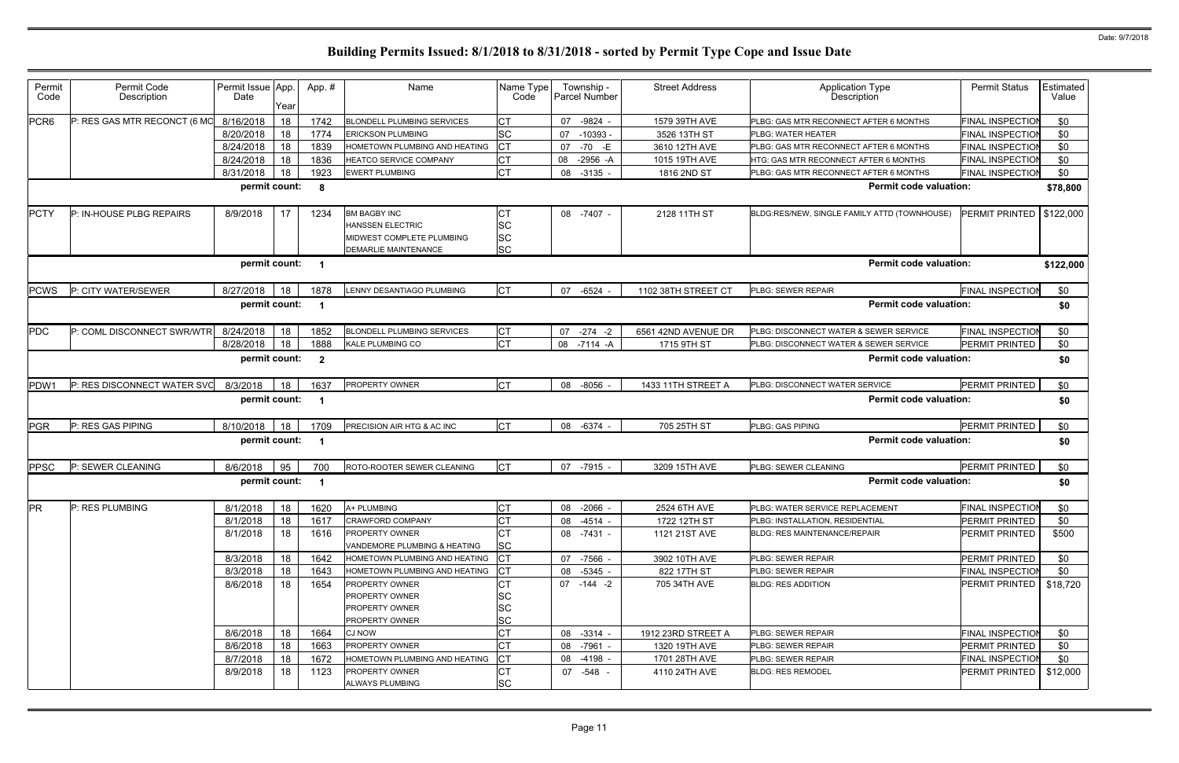# Building Permits Issued: 8/1/2018 to 8/31/2018 - sorted by Permit Type Cope and Issue Date

| Permit Code | Permit Code Description | Permit Issue Date | App. Year | Appl. # | Name | Name Type Code | Township - Parcel Number | Street Address | Application Type Description | Permit Status | Estimated Value |
|---|---|---|---|---|---|---|---|---|---|---|---|
| PCR6 | P: RES GAS MTR RECONCT (6 MO | 8/16/2018 | 18 | 1742 | BLONDELL PLUMBING SERVICES | CT | 07 -9824 - | 1579 39TH AVE | PLBG: GAS MTR RECONNECT AFTER 6 MONTHS | FINAL INSPECTION | $0 |
| | | 8/20/2018 | 18 | 1774 | ERICKSON PLUMBING | SC | 07 -10393 - | 3526 13TH ST | PLBG: WATER HEATER | FINAL INSPECTION | $0 |
| | | 8/24/2018 | 18 | 1839 | HOMETOWN PLUMBING AND HEATING | CT | 07 -70 -E | 3610 12TH AVE | PLBG: GAS MTR RECONNECT AFTER 6 MONTHS | FINAL INSPECTION | $0 |
| | | 8/24/2018 | 18 | 1836 | HEATCO SERVICE COMPANY | CT | 08 -2956 -A | 1015 19TH AVE | HTG: GAS MTR RECONNECT AFTER 6 MONTHS | FINAL INSPECTION | $0 |
| | | 8/31/2018 | 18 | 1923 | EWERT PLUMBING | CT | 08 -3135 - | 1816 2ND ST | PLBG: GAS MTR RECONNECT AFTER 6 MONTHS | FINAL INSPECTION | $0 |
| | | **permit count:** | | **8** | | | | | **Permit code valuation:** | | **$78,800** |
| PCTY | P: IN-HOUSE PLBG REPAIRS | 8/9/2018 | 17 | 1234 | BM BAGBY INC | CT | 08 -7407 - | 2128 11TH ST | BLDG:RES/NEW, SINGLE FAMILY ATTD (TOWNHOUSE) | PERMIT PRINTED | $122,000 |
| | | | | | HANSSEN ELECTRIC | SC | | | | | |
| | | | | | MIDWEST COMPLETE PLUMBING | SC | | | | | |
| | | | | | DEMARLIE MAINTENANCE | SC | | | | | |
| | | **permit count:** | | **1** | | | | | **Permit code valuation:** | | **$122,000** |
| PCWS | P: CITY WATER/SEWER | 8/27/2018 | 18 | 1878 | LENNY DESANTIAGO PLUMBING | CT | 07 -6524 - | 1102 38TH STREET CT | PLBG: SEWER REPAIR | FINAL INSPECTION | $0 |
| | | **permit count:** | | **1** | | | | | **Permit code valuation:** | | **$0** |
| PDC | P: COML DISCONNECT SWR/WTR | 8/24/2018 | 18 | 1852 | BLONDELL PLUMBING SERVICES | CT | 07 -274 -2 | 6561 42ND AVENUE DR | PLBG: DISCONNECT WATER & SEWER SERVICE | FINAL INSPECTION | $0 |
| | | 8/28/2018 | 18 | 1888 | KALE PLUMBING CO | CT | 08 -7114 -A | 1715 9TH ST | PLBG: DISCONNECT WATER & SEWER SERVICE | PERMIT PRINTED | $0 |
| | | **permit count:** | | **2** | | | | | **Permit code valuation:** | | **$0** |
| PDW1 | P: RES DISCONNECT WATER SVC | 8/3/2018 | 18 | 1637 | PROPERTY OWNER | CT | 08 -8056 - | 1433 11TH STREET A | PLBG: DISCONNECT WATER SERVICE | PERMIT PRINTED | $0 |
| | | **permit count:** | | **1** | | | | | **Permit code valuation:** | | **$0** |
| PGR | P: RES GAS PIPING | 8/10/2018 | 18 | 1709 | PRECISION AIR HTG & AC INC | CT | 08 -6374 - | 705 25TH ST | PLBG: GAS PIPING | PERMIT PRINTED | $0 |
| | | **permit count:** | | **1** | | | | | **Permit code valuation:** | | **$0** |
| PPSC | P: SEWER CLEANING | 8/6/2018 | 95 | 700 | ROTO-ROOTER SEWER CLEANING | CT | 07 -7915 - | 3209 15TH AVE | PLBG: SEWER CLEANING | PERMIT PRINTED | $0 |
| | | **permit count:** | | **1** | | | | | **Permit code valuation:** | | **$0** |
| PR | P: RES PLUMBING | 8/1/2018 | 18 | 1620 | A+ PLUMBING | CT | 08 -2066 - | 2524 6TH AVE | PLBG: WATER SERVICE REPLACEMENT | FINAL INSPECTION | $0 |
| | | 8/1/2018 | 18 | 1617 | CRAWFORD COMPANY | CT | 08 -4514 - | 1722 12TH ST | PLBG: INSTALLATION, RESIDENTIAL | PERMIT PRINTED | $0 |
| | | 8/1/2018 | 18 | 1616 | PROPERTY OWNER | CT | 08 -7431 - | 1121 21ST AVE | BLDG: RES MAINTENANCE/REPAIR | PERMIT PRINTED | $500 |
| | | | | | VANDEMORE PLUMBING & HEATING | SC | | | | | |
| | | 8/3/2018 | 18 | 1642 | HOMETOWN PLUMBING AND HEATING | CT | 07 -7566 - | 3902 10TH AVE | PLBG: SEWER REPAIR | PERMIT PRINTED | $0 |
| | | 8/3/2018 | 18 | 1643 | HOMETOWN PLUMBING AND HEATING | CT | 08 -5345 - | 822 17TH ST | PLBG: SEWER REPAIR | FINAL INSPECTION | $0 |
| | | 8/6/2018 | 18 | 1654 | PROPERTY OWNER | CT | 07 -144 -2 | 705 34TH AVE | BLDG: RES ADDITION | PERMIT PRINTED | $18,720 |
| | | | | | PROPERTY OWNER | SC | | | | | |
| | | | | | PROPERTY OWNER | SC | | | | | |
| | | | | | PROPERTY OWNER | SC | | | | | |
| | | 8/6/2018 | 18 | 1664 | CJ NOW | CT | 08 -3314 - | 1912 23RD STREET A | PLBG: SEWER REPAIR | FINAL INSPECTION | $0 |
| | | 8/6/2018 | 18 | 1663 | PROPERTY OWNER | CT | 08 -7961 - | 1320 19TH AVE | PLBG: SEWER REPAIR | PERMIT PRINTED | $0 |
| | | 8/7/2018 | 18 | 1672 | HOMETOWN PLUMBING AND HEATING | CT | 08 -4198 - | 1701 28TH AVE | PLBG: SEWER REPAIR | FINAL INSPECTION | $0 |
| | | 8/9/2018 | 18 | 1123 | PROPERTY OWNER | CT | 07 -548 - | 4110 24TH AVE | BLDG: RES REMODEL | PERMIT PRINTED | $12,000 |
| | | | | | ALWAYS PLUMBING | SC | | | | | |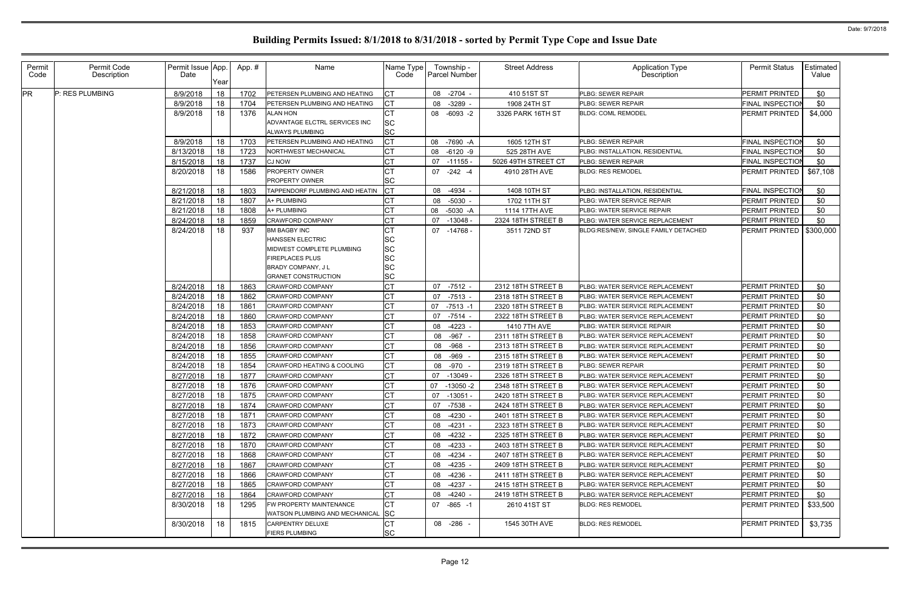# Building Permits Issued: 8/1/2018 to 8/31/2018 - sorted by Permit Type Cope and Issue Date

| Permit Code | Permit Code Description | Permit Issue Date | App. Year | App. # | Name | Name Type Code | Township - Parcel Number | Street Address | Application Type Description | Permit Status | Estimated Value |
|---|---|---|---|---|---|---|---|---|---|---|---|
| PR | P: RES PLUMBING | 8/9/2018 | 18 | 1702 | PETERSEN PLUMBING AND HEATING | CT | 08 -2704 - | 410 51ST ST | PLBG: SEWER REPAIR | PERMIT PRINTED | $0 |
| | | 8/9/2018 | 18 | 1704 | PETERSEN PLUMBING AND HEATING | CT | 08 -3289 - | 1908 24TH ST | PLBG: SEWER REPAIR | FINAL INSPECTION | $0 |
| | | 8/9/2018 | 18 | 1376 | ALAN HON<br>ADVANTAGE ELCTRL SERVICES INC<br>ALWAYS PLUMBING | CT<br>SC<br>SC | 08 -6093 -2 | 3326 PARK 16TH ST | BLDG: COML REMODEL | PERMIT PRINTED | $4,000 |
| | | 8/9/2018 | 18 | 1703 | PETERSEN PLUMBING AND HEATING | CT | 08 -7690 -A | 1605 12TH ST | PLBG: SEWER REPAIR | FINAL INSPECTION | $0 |
| | | 8/13/2018 | 18 | 1723 | NORTHWEST MECHANICAL | CT | 08 -6120 -9 | 525 28TH AVE | PLBG: INSTALLATION, RESIDENTIAL | FINAL INSPECTION | $0 |
| | | 8/15/2018 | 18 | 1737 | CJ NOW | CT | 07 -11155 - | 5026 49TH STREET CT | PLBG: SEWER REPAIR | FINAL INSPECTION | $0 |
| | | 8/20/2018 | 18 | 1586 | PROPERTY OWNER<br>PROPERTY OWNER | CT<br>SC | 07 -242 -4 | 4910 28TH AVE | BLDG: RES REMODEL | PERMIT PRINTED | $67,108 |
| | | 8/21/2018 | 18 | 1803 | TAPPENDORF PLUMBING AND HEATIN | CT | 08 -4934 - | 1408 10TH ST | PLBG: INSTALLATION, RESIDENTIAL | FINAL INSPECTION | $0 |
| | | 8/21/2018 | 18 | 1807 | A+ PLUMBING | CT | 08 -5030 - | 1702 11TH ST | PLBG: WATER SERVICE REPAIR | PERMIT PRINTED | $0 |
| | | 8/21/2018 | 18 | 1808 | A+ PLUMBING | CT | 08 -5030 -A | 1114 17TH AVE | PLBG: WATER SERVICE REPAIR | PERMIT PRINTED | $0 |
| | | 8/24/2018 | 18 | 1859 | CRAWFORD COMPANY | CT | 07 -13048 - | 2324 18TH STREET B | PLBG: WATER SERVICE REPLACEMENT | PERMIT PRINTED | $0 |
| | | 8/24/2018 | 18 | 937 | BM BAGBY INC<br>HANSSEN ELECTRIC<br>MIDWEST COMPLETE PLUMBING<br>FIREPLACES PLUS<br>BRADY COMPANY, J L<br>GRANET CONSTRUCTION | CT<br>SC<br>SC<br>SC<br>SC<br>SC | 07 -14768 - | 3511 72ND ST | BLDG:RES/NEW, SINGLE FAMILY DETACHED | PERMIT PRINTED | $300,000 |
| | | 8/24/2018 | 18 | 1863 | CRAWFORD COMPANY | CT | 07 -7512 - | 2312 18TH STREET B | PLBG: WATER SERVICE REPLACEMENT | PERMIT PRINTED | $0 |
| | | 8/24/2018 | 18 | 1862 | CRAWFORD COMPANY | CT | 07 -7513 - | 2318 18TH STREET B | PLBG: WATER SERVICE REPLACEMENT | PERMIT PRINTED | $0 |
| | | 8/24/2018 | 18 | 1861 | CRAWFORD COMPANY | CT | 07 -7513 -1 | 2320 18TH STREET B | PLBG: WATER SERVICE REPLACEMENT | PERMIT PRINTED | $0 |
| | | 8/24/2018 | 18 | 1860 | CRAWFORD COMPANY | CT | 07 -7514 - | 2322 18TH STREET B | PLBG: WATER SERVICE REPLACEMENT | PERMIT PRINTED | $0 |
| | | 8/24/2018 | 18 | 1853 | CRAWFORD COMPANY | CT | 08 -4223 - | 1410 7TH AVE | PLBG: WATER SERVICE REPAIR | PERMIT PRINTED | $0 |
| | | 8/24/2018 | 18 | 1858 | CRAWFORD COMPANY | CT | 08 -967 - | 2311 18TH STREET B | PLBG: WATER SERVICE REPLACEMENT | PERMIT PRINTED | $0 |
| | | 8/24/2018 | 18 | 1856 | CRAWFORD COMPANY | CT | 08 -968 - | 2313 18TH STREET B | PLBG: WATER SERVICE REPLACEMENT | PERMIT PRINTED | $0 |
| | | 8/24/2018 | 18 | 1855 | CRAWFORD COMPANY | CT | 08 -969 - | 2315 18TH STREET B | PLBG: WATER SERVICE REPLACEMENT | PERMIT PRINTED | $0 |
| | | 8/24/2018 | 18 | 1854 | CRAWFORD HEATING & COOLING | CT | 08 -970 - | 2319 18TH STREET B | PLBG: SEWER REPAIR | PERMIT PRINTED | $0 |
| | | 8/27/2018 | 18 | 1877 | CRAWFORD COMPANY | CT | 07 -13049 - | 2326 18TH STREET B | PLBG: WATER SERVICE REPLACEMENT | PERMIT PRINTED | $0 |
| | | 8/27/2018 | 18 | 1876 | CRAWFORD COMPANY | CT | 07 -13050 -2 | 2348 18TH STREET B | PLBG: WATER SERVICE REPLACEMENT | PERMIT PRINTED | $0 |
| | | 8/27/2018 | 18 | 1875 | CRAWFORD COMPANY | CT | 07 -13051 - | 2420 18TH STREET B | PLBG: WATER SERVICE REPLACEMENT | PERMIT PRINTED | $0 |
| | | 8/27/2018 | 18 | 1874 | CRAWFORD COMPANY | CT | 07 -7538 - | 2424 18TH STREET B | PLBG: WATER SERVICE REPLACEMENT | PERMIT PRINTED | $0 |
| | | 8/27/2018 | 18 | 1871 | CRAWFORD COMPANY | CT | 08 -4230 - | 2401 18TH STREET B | PLBG: WATER SERVICE REPLACEMENT | PERMIT PRINTED | $0 |
| | | 8/27/2018 | 18 | 1873 | CRAWFORD COMPANY | CT | 08 -4231 - | 2323 18TH STREET B | PLBG: WATER SERVICE REPLACEMENT | PERMIT PRINTED | $0 |
| | | 8/27/2018 | 18 | 1872 | CRAWFORD COMPANY | CT | 08 -4232 - | 2325 18TH STREET B | PLBG: WATER SERVICE REPLACEMENT | PERMIT PRINTED | $0 |
| | | 8/27/2018 | 18 | 1870 | CRAWFORD COMPANY | CT | 08 -4233 - | 2403 18TH STREET B | PLBG: WATER SERVICE REPLACEMENT | PERMIT PRINTED | $0 |
| | | 8/27/2018 | 18 | 1868 | CRAWFORD COMPANY | CT | 08 -4234 - | 2407 18TH STREET B | PLBG: WATER SERVICE REPLACEMENT | PERMIT PRINTED | $0 |
| | | 8/27/2018 | 18 | 1867 | CRAWFORD COMPANY | CT | 08 -4235 - | 2409 18TH STREET B | PLBG: WATER SERVICE REPLACEMENT | PERMIT PRINTED | $0 |
| | | 8/27/2018 | 18 | 1866 | CRAWFORD COMPANY | CT | 08 -4236 - | 2411 18TH STREET B | PLBG: WATER SERVICE REPLACEMENT | PERMIT PRINTED | $0 |
| | | 8/27/2018 | 18 | 1865 | CRAWFORD COMPANY | CT | 08 -4237 - | 2415 18TH STREET B | PLBG: WATER SERVICE REPLACEMENT | PERMIT PRINTED | $0 |
| | | 8/27/2018 | 18 | 1864 | CRAWFORD COMPANY | CT | 08 -4240 - | 2419 18TH STREET B | PLBG: WATER SERVICE REPLACEMENT | PERMIT PRINTED | $0 |
| | | 8/30/2018 | 18 | 1295 | FW PROPERTY MAINTENANCE<br>WATSON PLUMBING AND MECHANICAL | CT<br>SC | 07 -865 -1 | 2610 41ST ST | BLDG: RES REMODEL | PERMIT PRINTED | $33,500 |
| | | 8/30/2018 | 18 | 1815 | CARPENTRY DELUXE<br>FIERS PLUMBING | CT<br>SC | 08 -286 - | 1545 30TH AVE | BLDG: RES REMODEL | PERMIT PRINTED | $3,735 |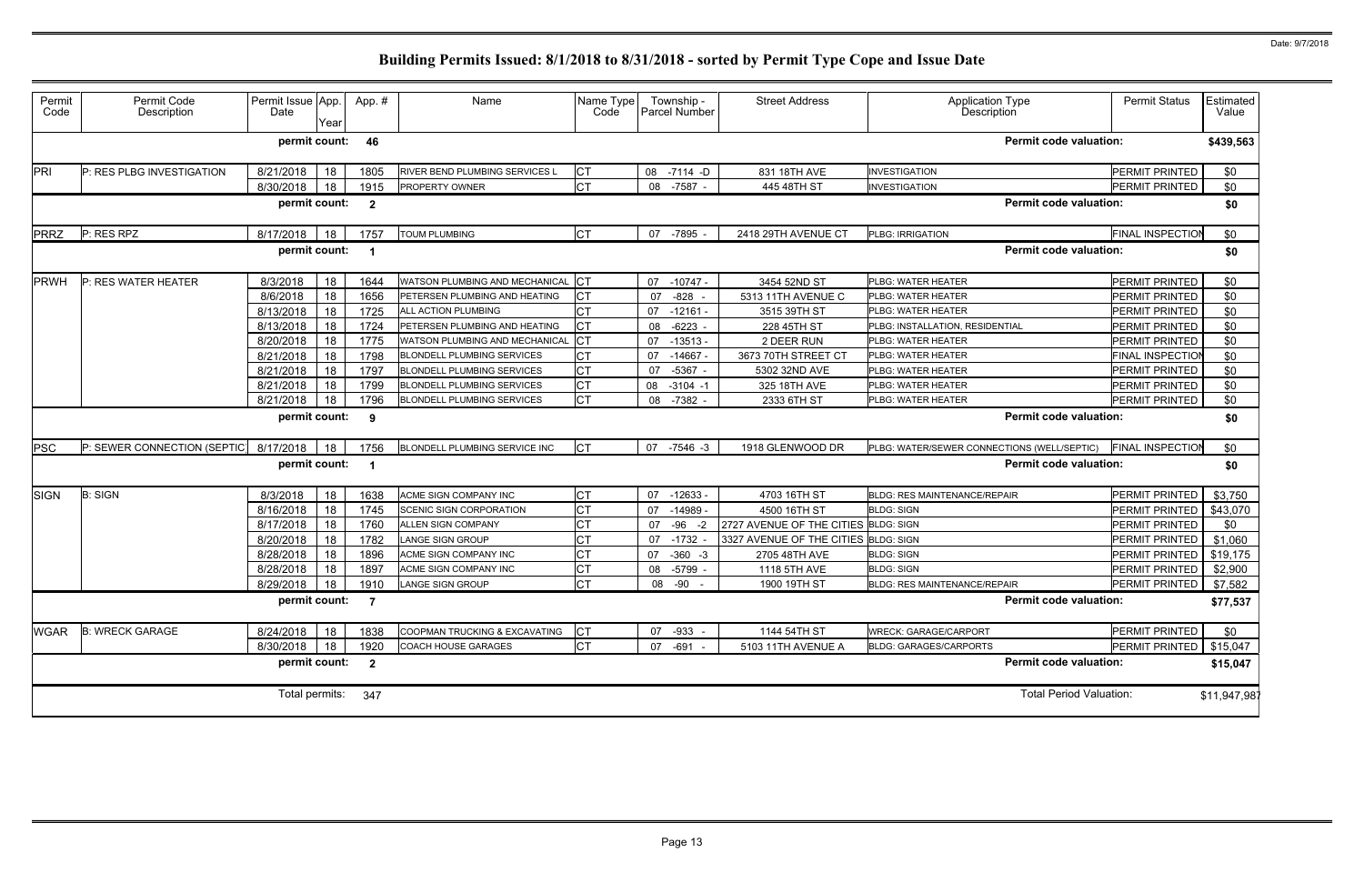# Building Permits Issued: 8/1/2018 to 8/31/2018 - sorted by Permit Type Cope and Issue Date

Date: 9/7/2018

| Permit Code | Permit Code Description | Permit Issue Date | App. Year | App. # | Name | Name Type Code | Township - Parcel Number | Street Address | Application Type Description | Permit Status | Estimated Value |
|---|---|---|---|---|---|---|---|---|---|---|---|
| | | permit count: | | 46 | | | | | Permit code valuation: | | $439,563 |
| PRI | P: RES PLBG INVESTIGATION | 8/21/2018 | 18 | 1805 | RIVER BEND PLUMBING SERVICES L | CT | 08 -7114 -D | 831 18TH AVE | INVESTIGATION | PERMIT PRINTED | $0 |
| | | 8/30/2018 | 18 | 1915 | PROPERTY OWNER | CT | 08 -7587 - | 445 48TH ST | INVESTIGATION | PERMIT PRINTED | $0 |
| | | permit count: | | 2 | | | | | Permit code valuation: | | $0 |
| PRRZ | P: RES RPZ | 8/17/2018 | 18 | 1757 | TOUM PLUMBING | CT | 07 -7895 - | 2418 29TH AVENUE CT | PLBG: IRRIGATION | FINAL INSPECTION | $0 |
| | | permit count: | | 1 | | | | | Permit code valuation: | | $0 |
| PRWH | P: RES WATER HEATER | 8/3/2018 | 18 | 1644 | WATSON PLUMBING AND MECHANICAL | CT | 07 -10747 - | 3454 52ND ST | PLBG: WATER HEATER | PERMIT PRINTED | $0 |
| | | 8/6/2018 | 18 | 1656 | PETERSEN PLUMBING AND HEATING | CT | 07 -828 - | 5313 11TH AVENUE C | PLBG: WATER HEATER | PERMIT PRINTED | $0 |
| | | 8/13/2018 | 18 | 1725 | ALL ACTION PLUMBING | CT | 07 -12161 - | 3515 39TH ST | PLBG: WATER HEATER | PERMIT PRINTED | $0 |
| | | 8/13/2018 | 18 | 1724 | PETERSEN PLUMBING AND HEATING | CT | 08 -6223 - | 228 45TH ST | PLBG: INSTALLATION, RESIDENTIAL | PERMIT PRINTED | $0 |
| | | 8/20/2018 | 18 | 1775 | WATSON PLUMBING AND MECHANICAL | CT | 07 -13513 - | 2 DEER RUN | PLBG: WATER HEATER | PERMIT PRINTED | $0 |
| | | 8/21/2018 | 18 | 1798 | BLONDELL PLUMBING SERVICES | CT | 07 -14667 - | 3673 70TH STREET CT | PLBG: WATER HEATER | FINAL INSPECTION | $0 |
| | | 8/21/2018 | 18 | 1797 | BLONDELL PLUMBING SERVICES | CT | 07 -5367 - | 5302 32ND AVE | PLBG: WATER HEATER | PERMIT PRINTED | $0 |
| | | 8/21/2018 | 18 | 1799 | BLONDELL PLUMBING SERVICES | CT | 08 -3104 -1 | 325 18TH AVE | PLBG: WATER HEATER | PERMIT PRINTED | $0 |
| | | 8/21/2018 | 18 | 1796 | BLONDELL PLUMBING SERVICES | CT | 08 -7382 - | 2333 6TH ST | PLBG: WATER HEATER | PERMIT PRINTED | $0 |
| | | permit count: | | 9 | | | | | Permit code valuation: | | $0 |
| PSC | P: SEWER CONNECTION (SEPTIC) | 8/17/2018 | 18 | 1756 | BLONDELL PLUMBING SERVICE INC | CT | 07 -7546 -3 | 1918 GLENWOOD DR | PLBG: WATER/SEWER CONNECTIONS (WELL/SEPTIC) | FINAL INSPECTION | $0 |
| | | permit count: | | 1 | | | | | Permit code valuation: | | $0 |
| SIGN | B: SIGN | 8/3/2018 | 18 | 1638 | ACME SIGN COMPANY INC | CT | 07 -12633 - | 4703 16TH ST | BLDG: RES MAINTENANCE/REPAIR | PERMIT PRINTED | $3,750 |
| | | 8/16/2018 | 18 | 1745 | SCENIC SIGN CORPORATION | CT | 07 -14989 - | 4500 16TH ST | BLDG: SIGN | PERMIT PRINTED | $43,070 |
| | | 8/17/2018 | 18 | 1760 | ALLEN SIGN COMPANY | CT | 07 -96 -2 | 2727 AVENUE OF THE CITIES | BLDG: SIGN | PERMIT PRINTED | $0 |
| | | 8/20/2018 | 18 | 1782 | LANGE SIGN GROUP | CT | 07 -1732 - | 3327 AVENUE OF THE CITIES | BLDG: SIGN | PERMIT PRINTED | $1,060 |
| | | 8/28/2018 | 18 | 1896 | ACME SIGN COMPANY INC | CT | 07 -360 -3 | 2705 48TH AVE | BLDG: SIGN | PERMIT PRINTED | $19,175 |
| | | 8/28/2018 | 18 | 1897 | ACME SIGN COMPANY INC | CT | 08 -5799 - | 1118 5TH AVE | BLDG: SIGN | PERMIT PRINTED | $2,900 |
| | | 8/29/2018 | 18 | 1910 | LANGE SIGN GROUP | CT | 08 -90 - | 1900 19TH ST | BLDG: RES MAINTENANCE/REPAIR | PERMIT PRINTED | $7,582 |
| | | permit count: | | 7 | | | | | Permit code valuation: | | $77,537 |
| WGAR | B: WRECK GARAGE | 8/24/2018 | 18 | 1838 | COOPMAN TRUCKING & EXCAVATING | CT | 07 -933 - | 1144 54TH ST | WRECK: GARAGE/CARPORT | PERMIT PRINTED | $0 |
| | | 8/30/2018 | 18 | 1920 | COACH HOUSE GARAGES | CT | 07 -691 - | 5103 11TH AVENUE A | BLDG: GARAGES/CARPORTS | PERMIT PRINTED | $15,047 |
| | | permit count: | | 2 | | | | | Permit code valuation: | | $15,047 |
| | | Total permits: | | 347 | | | | | Total Period Valuation: | | $11,947,987 |